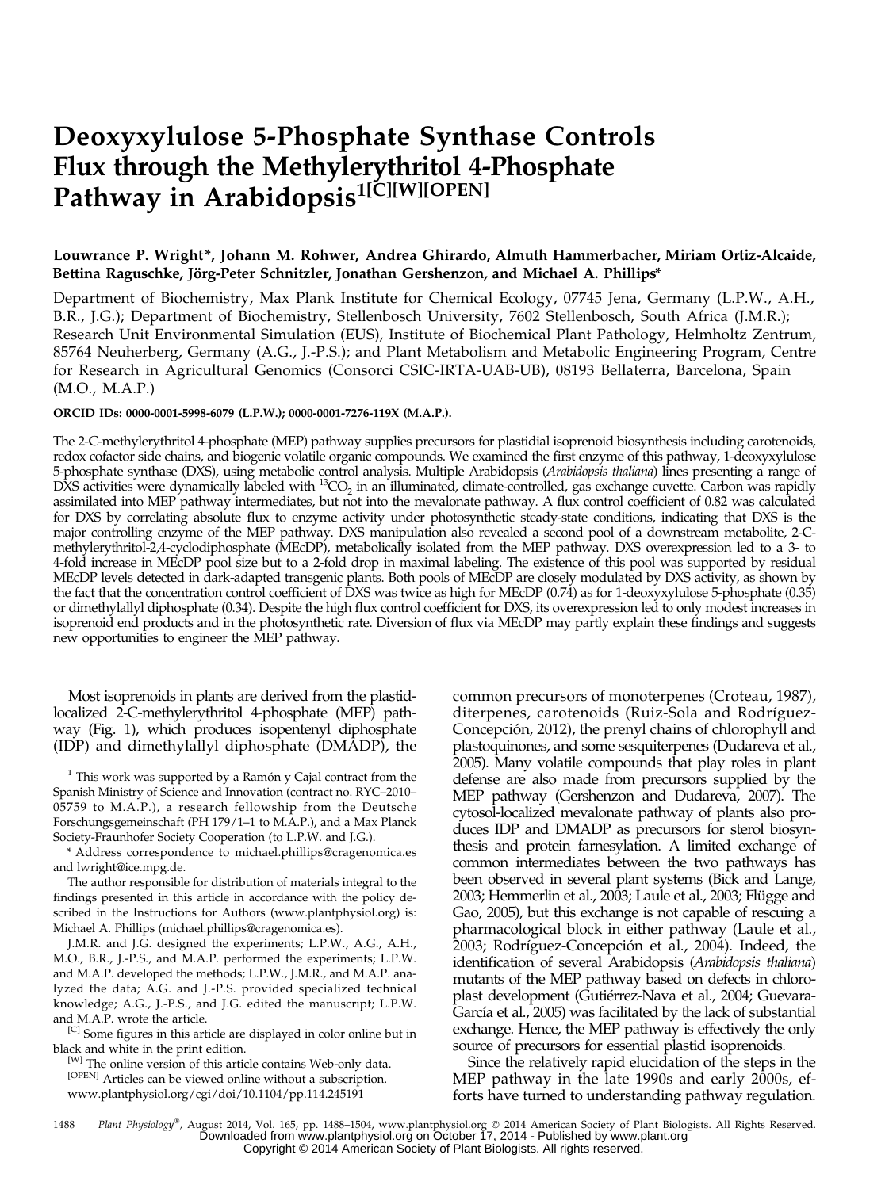# Deoxyxylulose 5-Phosphate Synthase Controls Flux through the Methylerythritol 4-Phosphate Pathway in Arabidopsis[1[C][W][OPEN]]

**Louwrance P. Wright\*, Johann M. Rohwer, Andrea Ghirardo, Almuth Hammerbacher, Miriam Ortiz-Alcaide, Bettina Raguschke, Jörg-Peter Schnitzler, Jonathan Gershenzon, and Michael A. Phillips\***

Department of Biochemistry, Max Plank Institute for Chemical Ecology, 07745 Jena, Germany (L.P.W., A.H., B.R., J.G.); Department of Biochemistry, Stellenbosch University, 7602 Stellenbosch, South Africa (J.M.R.); Research Unit Environmental Simulation (EUS), Institute of Biochemical Plant Pathology, Helmholtz Zentrum, 85764 Neuherberg, Germany (A.G., J.-P.S.); and Plant Metabolism and Metabolic Engineering Program, Centre for Research in Agricultural Genomics (Consorci CSIC-IRTA-UAB-UB), 08193 Bellaterra, Barcelona, Spain (M.O., M.A.P.)

**ORCID IDs:** 0000-0001-5998-6079 (L.P.W.); 0000-0001-7276-119X (M.A.P.).

The 2-C-methylerythritol 4-phosphate (MEP) pathway supplies precursors for plastidial isoprenoid biosynthesis including carotenoids, redox cofactor side chains, and biogenic volatile organic compounds. We examined the first enzyme of this pathway, 1-deoxyxylulose 5-phosphate synthase (DXS), using metabolic control analysis. Multiple Arabidopsis (*Arabidopsis thaliana*) lines presenting a range of DXS activities were dynamically labeled with $^{13}CO_2$ in an illuminated, climate-controlled, gas exchange cuvette. Carbon was rapidly assimilated into MEP pathway intermediates, but not into the mevalonate pathway. A flux control coefficient of 0.82 was calculated for DXS by correlating absolute flux to enzyme activity under photosynthetic steady-state conditions, indicating that DXS is the major controlling enzyme of the MEP pathway. DXS manipulation also revealed a second pool of a downstream metabolite, 2-C-methylerythritol-2,4-cyclodiphosphate (MEcDP), metabolically isolated from the MEP pathway. DXS overexpression led to a 3- to 4-fold increase in MEcDP pool size but to a 2-fold drop in maximal labeling. The existence of this pool was supported by residual MEcDP levels detected in dark-adapted transgenic plants. Both pools of MEcDP are closely modulated by DXS activity, as shown by the fact that the concentration control coefficient of DXS was twice as high for MEcDP (0.74) as for 1-deoxyxylulose 5-phosphate (0.35) or dimethylallyl diphosphate (0.34). Despite the high flux control coefficient for DXS, its overexpression led to only modest increases in isoprenoid end products and in the photosynthetic rate. Diversion of flux via MEcDP may partly explain these findings and suggests new opportunities to engineer the MEP pathway.

Most isoprenoids in plants are derived from the plastid-localized 2-C-methylerythritol 4-phosphate (MEP) pathway (Fig. 1), which produces isopentenyl diphosphate (IDP) and dimethylallyl diphosphate (DMADP), the common precursors of monoterpenes (Croteau, 1987), diterpenes, carotenoids (Ruiz-Sola and Rodríguez-Concepción, 2012), the prenyl chains of chlorophyll and plastoquinones, and some sesquiterpenes (Dudareva et al., 2005). Many volatile compounds that play roles in plant defense are also made from precursors supplied by the MEP pathway (Gershenzon and Dudareva, 2007). The cytosol-localized mevalonate pathway of plants also produces IDP and DMADP as precursors for sterol biosynthesis and protein farnesylation. A limited exchange of common intermediates between the two pathways has been observed in several plant systems (Bick and Lange, 2003; Hemmerlin et al., 2003; Laule et al., 2003; Flügge and Gao, 2005), but this exchange is not capable of rescuing a pharmacological block in either pathway (Laule et al., 2003; Rodríguez-Concepción et al., 2004). Indeed, the identification of several Arabidopsis (*Arabidopsis thaliana*) mutants of the MEP pathway based on defects in chloroplast development (Gutiérrez-Nava et al., 2004; Guevara-García et al., 2005) was facilitated by the lack of substantial exchange. Hence, the MEP pathway is effectively the only source of precursors for essential plastid isoprenoids.

Since the relatively rapid elucidation of the steps in the MEP pathway in the late 1990s and early 2000s, efforts have turned to understanding pathway regulation.

---

[1] This work was supported by a Ramón y Cajal contract from the Spanish Ministry of Science and Innovation (contract no. RYC–2010–05759 to M.A.P.), a research fellowship from the Deutsche Forschungsgemeinschaft (PH 179/1–1 to M.A.P.), and a Max Planck Society-Fraunhofer Society Cooperation (to L.P.W. and J.G.).

\* Address correspondence to michael.phillips@cragenomica.es and lwright@ice.mpg.de.

The author responsible for distribution of materials integral to the findings presented in this article in accordance with the policy described in the Instructions for Authors (www.plantphysiol.org) is: Michael A. Phillips (michael.phillips@cragenomica.es).

J.M.R. and J.G. designed the experiments; L.P.W., A.G., A.H., M.O., B.R., J.-P.S., and M.A.P. performed the experiments; L.P.W. and M.A.P. developed the methods; L.P.W., J.M.R., and M.A.P. analyzed the data; A.G. and J.-P.S. provided specialized technical knowledge; A.G., J.-P.S., and J.G. edited the manuscript; L.P.W. and M.A.P. wrote the article.

[C] Some figures in this article are displayed in color online but in black and white in the print edition.

[W] The online version of this article contains Web-only data.

[OPEN] Articles can be viewed online without a subscription.

www.plantphysiol.org/cgi/doi/10.1104/pp.114.245191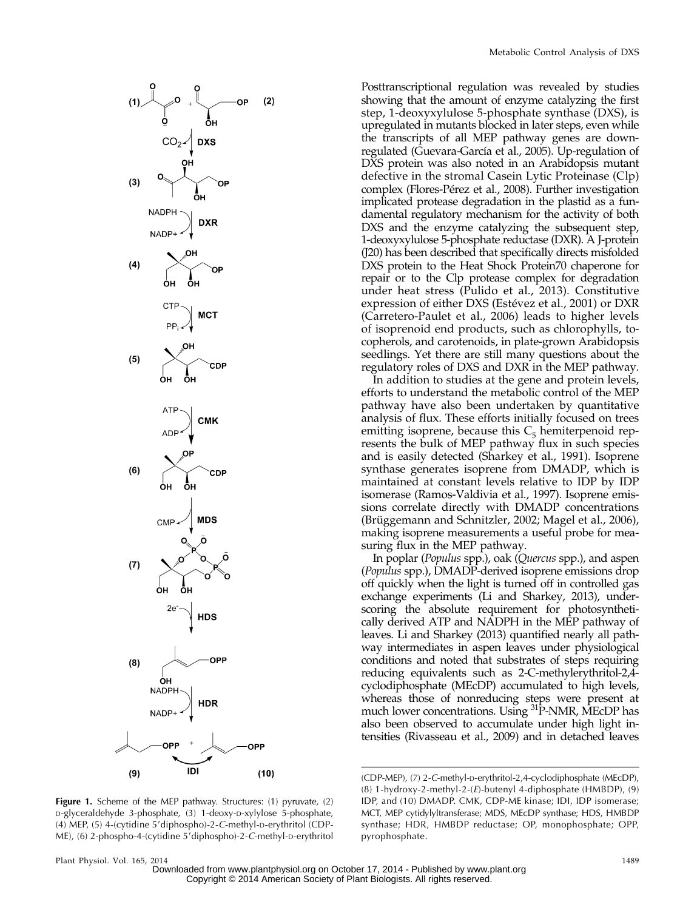Posttranscriptional regulation was revealed by studies showing that the amount of enzyme catalyzing the first step, 1-deoxyxylulose 5-phosphate synthase (DXS), is upregulated in mutants blocked in later steps, even while the transcripts of all MEP pathway genes are downregulated (Guevara-García et al., 2005). Up-regulation of DXS protein was also noted in an Arabidopsis mutant defective in the stromal Casein Lytic Proteinase (Clp) complex (Flores-Pérez et al., 2008). Further investigation implicated protease degradation in the plastid as a fundamental regulatory mechanism for the activity of both DXS and the enzyme catalyzing the subsequent step, 1-deoxyxylulose 5-phosphate reductase (DXR). A J-protein (J20) has been described that specifically directs misfolded DXS protein to the Heat Shock Protein70 chaperone for repair or to the Clp protease complex for degradation under heat stress (Pulido et al., 2013). Constitutive expression of either DXS (Estévez et al., 2001) or DXR (Carretero-Paulet et al., 2006) leads to higher levels of isoprenoid end products, such as chlorophylls, tocopherols, and carotenoids, in plate-grown Arabidopsis seedlings. Yet there are still many questions about the regulatory roles of DXS and DXR in the MEP pathway.

In addition to studies at the gene and protein levels, efforts to understand the metabolic control of the MEP pathway have also been undertaken by quantitative analysis of flux. These efforts initially focused on trees emitting isoprene, because this $C_5$ hemiterpenoid represents the bulk of MEP pathway flux in such species and is easily detected (Sharkey et al., 1991). Isoprene synthase generates isoprene from DMADP, which is maintained at constant levels relative to IDP by IDP isomerase (Ramos-Valdivia et al., 1997). Isoprene emissions correlate directly with DMADP concentrations (Brüggemann and Schnitzler, 2002; Magel et al., 2006), making isoprene measurements a useful probe for measuring flux in the MEP pathway.

In poplar (*Populus* spp.), oak (*Quercus* spp.), and aspen (*Populus* spp.), DMADP-derived isoprene emissions drop off quickly when the light is turned off in controlled gas exchange experiments (Li and Sharkey, 2013), underscoring the absolute requirement for photosynthetically derived ATP and NADPH in the MEP pathway of leaves. Li and Sharkey (2013) quantified nearly all pathway intermediates in aspen leaves under physiological conditions and noted that substrates of steps requiring reducing equivalents such as 2-C-methylerythritol-2,4-cyclodiphosphate (MEcDP) accumulated to high levels, whereas those of nonreducing steps were present at much lower concentrations. Using $^{31}$P-NMR, MEcDP has also been observed to accumulate under high light intensities (Rivasseau et al., 2009) and in detached leaves

**Figure 1.** Scheme of the MEP pathway. Structures: (1) pyruvate, (2) D-glyceraldehyde 3-phosphate, (3) 1-deoxy-D-xylylose 5-phosphate, (4) MEP, (5) 4-(cytidine 5′diphospho)-2-*C*-methyl-D-erythritol (CDP-ME), (6) 2-phospho-4-(cytidine 5′diphospho)-2-*C*-methyl-D-erythritol (CDP-MEP), (7) 2-*C*-methyl-D-erythritol-2,4-cyclodiphosphate (MEcDP), (8) 1-hydroxy-2-methyl-2-(*E*)-butenyl 4-diphosphate (HMBDP), (9) IDP, and (10) DMADP. CMK, CDP-ME kinase; IDI, IDP isomerase; MCT, MEP cytidylyltransferase; MDS, MEcDP synthase; HDS, HMBDP synthase; HDR, HMBDP reductase; OP, monophosphate; OPP, pyrophosphate.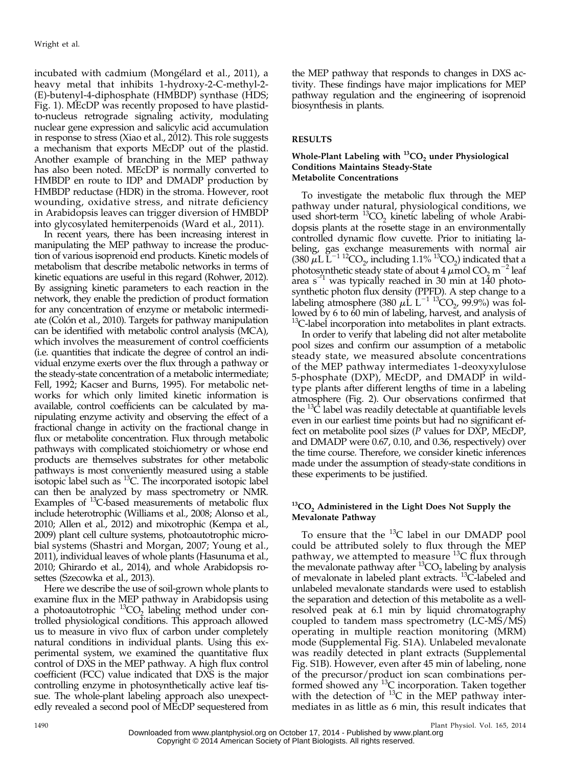incubated with cadmium (Mongélard et al., 2011), a heavy metal that inhibits 1-hydroxy-2-C-methyl-2-(E)-butenyl-4-diphosphate (HMBDP) synthase (HDS; Fig. 1). MEcDP was recently proposed to have plastid-to-nucleus retrograde signaling activity, modulating nuclear gene expression and salicylic acid accumulation in response to stress (Xiao et al., 2012). This role suggests a mechanism that exports MEcDP out of the plastid. Another example of branching in the MEP pathway has also been noted. MEcDP is normally converted to HMBDP en route to IDP and DMADP production by HMBDP reductase (HDR) in the stroma. However, root wounding, oxidative stress, and nitrate deficiency in Arabidopsis leaves can trigger diversion of HMBDP into glycosylated hemiterpenoids (Ward et al., 2011).

In recent years, there has been increasing interest in manipulating the MEP pathway to increase the production of various isoprenoid end products. Kinetic models of metabolism that describe metabolic networks in terms of kinetic equations are useful in this regard (Rohwer, 2012). By assigning kinetic parameters to each reaction in the network, they enable the prediction of product formation for any concentration of enzyme or metabolic intermediate (Colón et al., 2010). Targets for pathway manipulation can be identified with metabolic control analysis (MCA), which involves the measurement of control coefficients (i.e. quantities that indicate the degree of control an individual enzyme exerts over the flux through a pathway or the steady-state concentration of a metabolic intermediate; Fell, 1992; Kacser and Burns, 1995). For metabolic networks for which only limited kinetic information is available, control coefficients can be calculated by manipulating enzyme activity and observing the effect of a fractional change in activity on the fractional change in flux or metabolite concentration. Flux through metabolic pathways with complicated stoichiometry or whose end products are themselves substrates for other metabolic pathways is most conveniently measured using a stable isotopic label such as $^{13}C$. The incorporated isotopic label can then be analyzed by mass spectrometry or NMR. Examples of $^{13}C$-based measurements of metabolic flux include heterotrophic (Williams et al., 2008; Alonso et al., 2010; Allen et al., 2012) and mixotrophic (Kempa et al., 2009) plant cell culture systems, photoautotrophic microbial systems (Shastri and Morgan, 2007; Young et al., 2011), individual leaves of whole plants (Hasunuma et al., 2010; Ghirardo et al., 2014), and whole Arabidopsis rosettes (Szecowka et al., 2013).

Here we describe the use of soil-grown whole plants to examine flux in the MEP pathway in Arabidopsis using a photoautotrophic $^{13}CO_2$ labeling method under controlled physiological conditions. This approach allowed us to measure in vivo flux of carbon under completely natural conditions in individual plants. Using this experimental system, we examined the quantitative flux control of DXS in the MEP pathway. A high flux control coefficient (FCC) value indicated that DXS is the major controlling enzyme in photosynthetically active leaf tissue. The whole-plant labeling approach also unexpectedly revealed a second pool of MEcDP sequestered from the MEP pathway that responds to changes in DXS activity. These findings have major implications for MEP pathway regulation and the engineering of isoprenoid biosynthesis in plants.

## RESULTS

### Whole-Plant Labeling with $^{13}CO_2$ under Physiological Conditions Maintains Steady-State Metabolite Concentrations

To investigate the metabolic flux through the MEP pathway under natural, physiological conditions, we used short-term $^{13}CO_2$ kinetic labeling of whole Arabidopsis plants at the rosette stage in an environmentally controlled dynamic flow cuvette. Prior to initiating labeling, gas exchange measurements with normal air (380 $\mu L\ L^{-1}$ $^{12}CO_2$, including 1.1% $^{13}CO_2$) indicated that a photosynthetic steady state of about 4 $\mu mol\ CO_2\ m^{-2}$ leaf area $s^{-1}$ was typically reached in 30 min at 140 photosynthetic photon flux density (PPFD). A step change to a labeling atmosphere (380 $\mu L\ L^{-1}$ $^{13}CO_2$, 99.9%) was followed by 6 to 60 min of labeling, harvest, and analysis of $^{13}C$-label incorporation into metabolites in plant extracts.

In order to verify that labeling did not alter metabolite pool sizes and confirm our assumption of a metabolic steady state, we measured absolute concentrations of the MEP pathway intermediates 1-deoxyxylulose 5-phosphate (DXP), MEcDP, and DMADP in wild-type plants after different lengths of time in a labeling atmosphere (Fig. 2). Our observations confirmed that the $^{13}C$ label was readily detectable at quantifiable levels even in our earliest time points but had no significant effect on metabolite pool sizes (*P* values for DXP, MEcDP, and DMADP were 0.67, 0.10, and 0.36, respectively) over the time course. Therefore, we consider kinetic inferences made under the assumption of steady-state conditions in these experiments to be justified.

### $^{13}CO_2$ Administered in the Light Does Not Supply the Mevalonate Pathway

To ensure that the $^{13}C$ label in our DMADP pool could be attributed solely to flux through the MEP pathway, we attempted to measure $^{13}C$ flux through the mevalonate pathway after $^{13}CO_2$ labeling by analysis of mevalonate in labeled plant extracts. $^{13}C$-labeled and unlabeled mevalonate standards were used to establish the separation and detection of this metabolite as a well-resolved peak at 6.1 min by liquid chromatography coupled to tandem mass spectrometry (LC-MS/MS) operating in multiple reaction monitoring (MRM) mode (Supplemental Fig. S1A). Unlabeled mevalonate was readily detected in plant extracts (Supplemental Fig. S1B). However, even after 45 min of labeling, none of the precursor/product ion scan combinations performed showed any $^{13}C$ incorporation. Taken together with the detection of $^{13}C$ in the MEP pathway intermediates in as little as 6 min, this result indicates that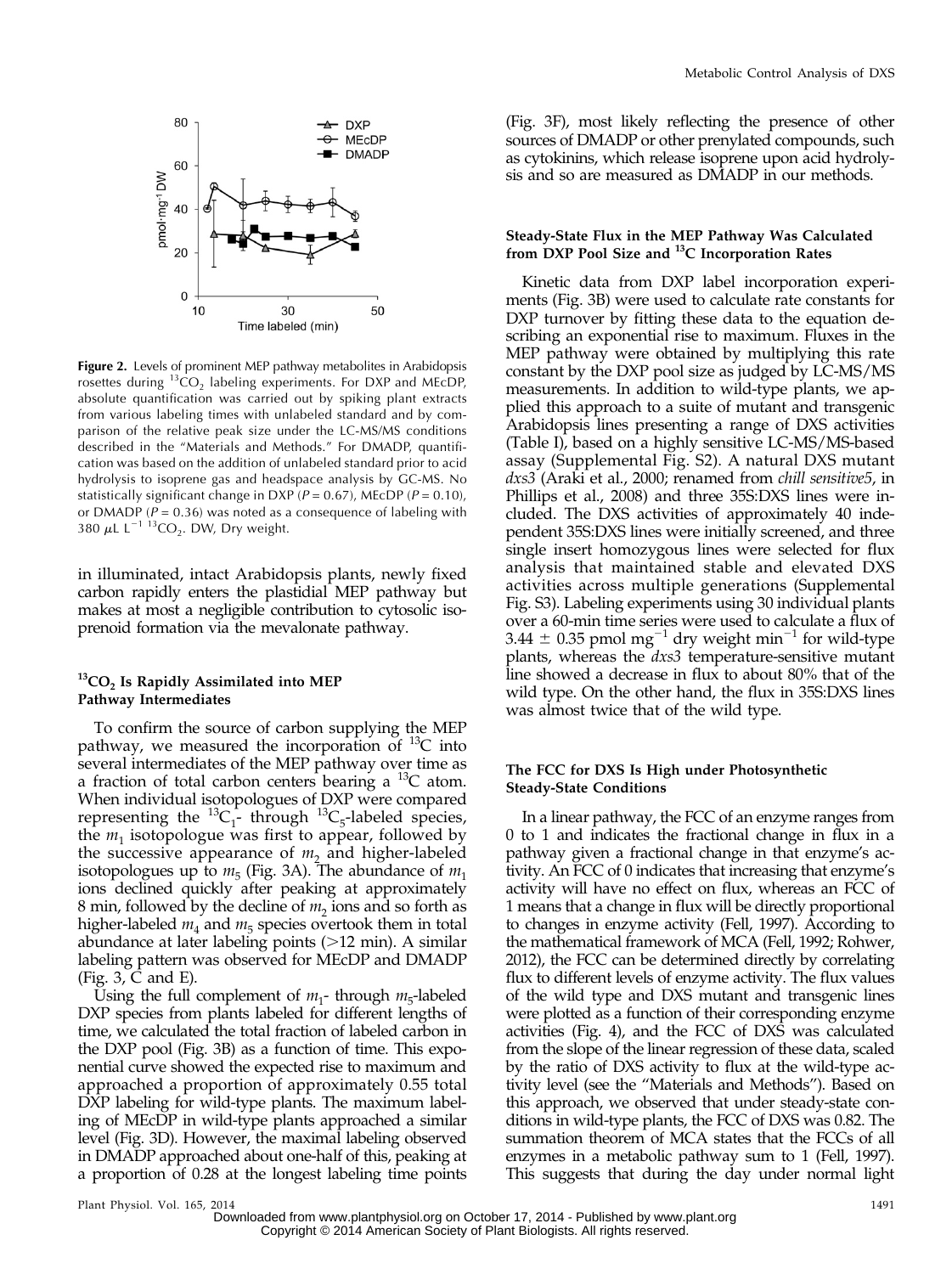**Figure 2.** Levels of prominent MEP pathway metabolites in Arabidopsis rosettes during $^{13}CO_2$ labeling experiments. For DXP and MEcDP, absolute quantification was carried out by spiking plant extracts from various labeling times with unlabeled standard and by comparison of the relative peak size under the LC-MS/MS conditions described in the "Materials and Methods." For DMADP, quantification was based on the addition of unlabeled standard prior to acid hydrolysis to isoprene gas and headspace analysis by GC-MS. No statistically significant change in DXP ($P = 0.67$), MEcDP ($P = 0.10$), or DMADP ($P = 0.36$) was noted as a consequence of labeling with 380 $\mu$L L$^{-1}$ $^{13}CO_2$. DW, Dry weight.

in illuminated, intact Arabidopsis plants, newly fixed carbon rapidly enters the plastidial MEP pathway but makes at most a negligible contribution to cytosolic isoprenoid formation via the mevalonate pathway.

### $^{13}CO_2$ Is Rapidly Assimilated into MEP Pathway Intermediates

To confirm the source of carbon supplying the MEP pathway, we measured the incorporation of $^{13}$C into several intermediates of the MEP pathway over time as a fraction of total carbon centers bearing a $^{13}$C atom. When individual isotopologues of DXP were compared representing the $^{13}C_1$- through $^{13}C_5$-labeled species, the $m_1$ isotopologue was first to appear, followed by the successive appearance of $m_2$ and higher-labeled isotopologues up to $m_5$ (Fig. 3A). The abundance of $m_1$ ions declined quickly after peaking at approximately 8 min, followed by the decline of $m_2$ ions and so forth as higher-labeled $m_4$ and $m_5$ species overtook them in total abundance at later labeling points (>12 min). A similar labeling pattern was observed for MEcDP and DMADP (Fig. 3, C and E).

Using the full complement of $m_1$- through $m_5$-labeled DXP species from plants labeled for different lengths of time, we calculated the total fraction of labeled carbon in the DXP pool (Fig. 3B) as a function of time. This exponential curve showed the expected rise to maximum and approached a proportion of approximately 0.55 total DXP labeling for wild-type plants. The maximum labeling of MEcDP in wild-type plants approached a similar level (Fig. 3D). However, the maximal labeling observed in DMADP approached about one-half of this, peaking at a proportion of 0.28 at the longest labeling time points (Fig. 3F), most likely reflecting the presence of other sources of DMADP or other prenylated compounds, such as cytokinins, which release isoprene upon acid hydrolysis and so are measured as DMADP in our methods.

### Steady-State Flux in the MEP Pathway Was Calculated from DXP Pool Size and $^{13}$C Incorporation Rates

Kinetic data from DXP label incorporation experiments (Fig. 3B) were used to calculate rate constants for DXP turnover by fitting these data to the equation describing an exponential rise to maximum. Fluxes in the MEP pathway were obtained by multiplying this rate constant by the DXP pool size as judged by LC-MS/MS measurements. In addition to wild-type plants, we applied this approach to a suite of mutant and transgenic Arabidopsis lines presenting a range of DXS activities (Table I), based on a highly sensitive LC-MS/MS-based assay (Supplemental Fig. S2). A natural DXS mutant *dxs3* (Araki et al., 2000; renamed from *chill sensitive5*, in Phillips et al., 2008) and three 35S:DXS lines were included. The DXS activities of approximately 40 independent 35S:DXS lines were initially screened, and three single insert homozygous lines were selected for flux analysis that maintained stable and elevated DXS activities across multiple generations (Supplemental Fig. S3). Labeling experiments using 30 individual plants over a 60-min time series were used to calculate a flux of $3.44 \pm 0.35$ pmol mg$^{-1}$ dry weight min$^{-1}$ for wild-type plants, whereas the *dxs3* temperature-sensitive mutant line showed a decrease in flux to about 80% that of the wild type. On the other hand, the flux in 35S:DXS lines was almost twice that of the wild type.

### The FCC for DXS Is High under Photosynthetic Steady-State Conditions

In a linear pathway, the FCC of an enzyme ranges from 0 to 1 and indicates the fractional change in flux in a pathway given a fractional change in that enzyme's activity. An FCC of 0 indicates that increasing that enzyme's activity will have no effect on flux, whereas an FCC of 1 means that a change in flux will be directly proportional to changes in enzyme activity (Fell, 1997). According to the mathematical framework of MCA (Fell, 1992; Rohwer, 2012), the FCC can be determined directly by correlating flux to different levels of enzyme activity. The flux values of the wild type and DXS mutant and transgenic lines were plotted as a function of their corresponding enzyme activities (Fig. 4), and the FCC of DXS was calculated from the slope of the linear regression of these data, scaled by the ratio of DXS activity to flux at the wild-type activity level (see the "Materials and Methods"). Based on this approach, we observed that under steady-state conditions in wild-type plants, the FCC of DXS was 0.82. The summation theorem of MCA states that the FCCs of all enzymes in a metabolic pathway sum to 1 (Fell, 1997). This suggests that during the day under normal light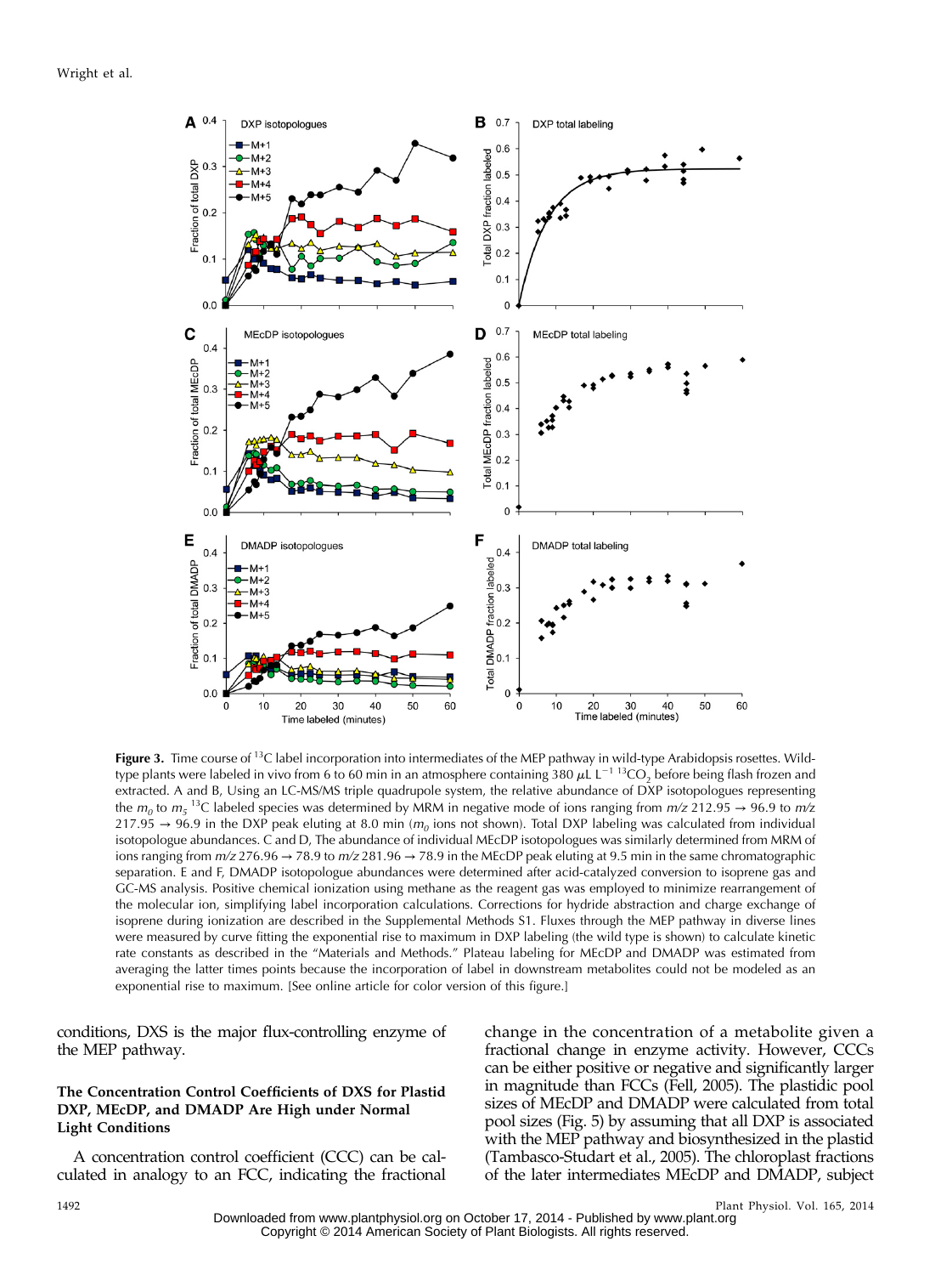**Figure 3.** Time course of $^{13}C$ label incorporation into intermediates of the MEP pathway in wild-type Arabidopsis rosettes. Wild-type plants were labeled in vivo from 6 to 60 min in an atmosphere containing 380 $\mu L\ L^{-1}\ ^{13}CO_2$ before being flash frozen and extracted. A and B, Using an LC-MS/MS triple quadrupole system, the relative abundance of DXP isotopologues representing the $m_0$ to $m_5$ $^{13}C$ labeled species was determined by MRM in negative mode of ions ranging from $m/z$ 212.95 → 96.9 to $m/z$ 217.95 → 96.9 in the DXP peak eluting at 8.0 min ($m_0$ ions not shown). Total DXP labeling was calculated from individual isotopologue abundances. C and D, The abundance of individual MEcDP isotopologues was similarly determined from MRM of ions ranging from $m/z$ 276.96 → 78.9 to $m/z$ 281.96 → 78.9 in the MEcDP peak eluting at 9.5 min in the same chromatographic separation. E and F, DMADP isotopologue abundances were determined after acid-catalyzed conversion to isoprene gas and GC-MS analysis. Positive chemical ionization using methane as the reagent gas was employed to minimize rearrangement of the molecular ion, simplifying label incorporation calculations. Corrections for hydride abstraction and charge exchange of isoprene during ionization are described in the Supplemental Methods S1. Fluxes through the MEP pathway in diverse lines were measured by curve fitting the exponential rise to maximum in DXP labeling (the wild type is shown) to calculate kinetic rate constants as described in the "Materials and Methods." Plateau labeling for MEcDP and DMADP was estimated from averaging the latter times points because the incorporation of label in downstream metabolites could not be modeled as an exponential rise to maximum. [See online article for color version of this figure.]

conditions, DXS is the major flux-controlling enzyme of the MEP pathway.

### The Concentration Control Coefficients of DXS for Plastid DXP, MEcDP, and DMADP Are High under Normal Light Conditions

A concentration control coefficient (CCC) can be calculated in analogy to an FCC, indicating the fractional change in the concentration of a metabolite given a fractional change in enzyme activity. However, CCCs can be either positive or negative and significantly larger in magnitude than FCCs (Fell, 2005). The plastidic pool sizes of MEcDP and DMADP were calculated from total pool sizes (Fig. 5) by assuming that all DXP is associated with the MEP pathway and biosynthesized in the plastid (Tambasco-Studart et al., 2005). The chloroplast fractions of the later intermediates MEcDP and DMADP, subject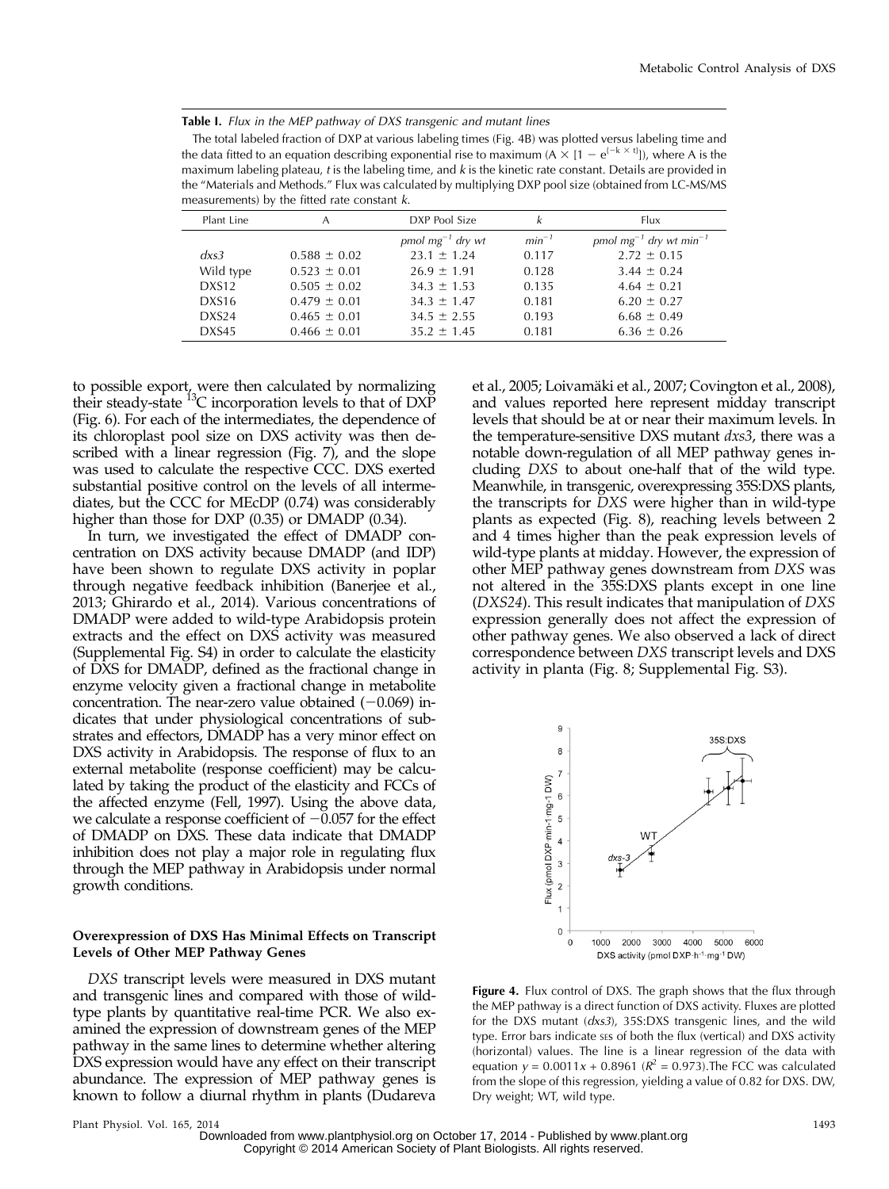**Table I.** *Flux in the MEP pathway of DXS transgenic and mutant lines*

The total labeled fraction of DXP at various labeling times (Fig. 4B) was plotted versus labeling time and the data fitted to an equation describing exponential rise to maximum ($A \times [1 - e^{(-k \times t)}]$), where A is the maximum labeling plateau, $t$ is the labeling time, and $k$ is the kinetic rate constant. Details are provided in the "Materials and Methods." Flux was calculated by multiplying DXP pool size (obtained from LC-MS/MS measurements) by the fitted rate constant $k$.

| Plant Line | A | DXP Pool Size | $k$ | Flux |
|---|---|---|---|---|
| | | *pmol mg$^{-1}$ dry wt* | *min$^{-1}$* | *pmol mg$^{-1}$ dry wt min$^{-1}$* |
| *dxs3* | 0.588 ± 0.02 | 23.1 ± 1.24 | 0.117 | 2.72 ± 0.15 |
| Wild type | 0.523 ± 0.01 | 26.9 ± 1.91 | 0.128 | 3.44 ± 0.24 |
| DXS12 | 0.505 ± 0.02 | 34.3 ± 1.53 | 0.135 | 4.64 ± 0.21 |
| DXS16 | 0.479 ± 0.01 | 34.3 ± 1.47 | 0.181 | 6.20 ± 0.27 |
| DXS24 | 0.465 ± 0.01 | 34.5 ± 2.55 | 0.193 | 6.68 ± 0.49 |
| DXS45 | 0.466 ± 0.01 | 35.2 ± 1.45 | 0.181 | 6.36 ± 0.26 |

to possible export, were then calculated by normalizing their steady-state $^{13}C$ incorporation levels to that of DXP (Fig. 6). For each of the intermediates, the dependence of its chloroplast pool size on DXS activity was then described with a linear regression (Fig. 7), and the slope was used to calculate the respective CCC. DXS exerted substantial positive control on the levels of all intermediates, but the CCC for MEcDP (0.74) was considerably higher than those for DXP (0.35) or DMADP (0.34).

In turn, we investigated the effect of DMADP concentration on DXS activity because DMADP (and IDP) have been shown to regulate DXS activity in poplar through negative feedback inhibition (Banerjee et al., 2013; Ghirardo et al., 2014). Various concentrations of DMADP were added to wild-type Arabidopsis protein extracts and the effect on DXS activity was measured (Supplemental Fig. S4) in order to calculate the elasticity of DXS for DMADP, defined as the fractional change in enzyme velocity given a fractional change in metabolite concentration. The near-zero value obtained (−0.069) indicates that under physiological concentrations of substrates and effectors, DMADP has a very minor effect on DXS activity in Arabidopsis. The response of flux to an external metabolite (response coefficient) may be calculated by taking the product of the elasticity and FCCs of the affected enzyme (Fell, 1997). Using the above data, we calculate a response coefficient of −0.057 for the effect of DMADP on DXS. These data indicate that DMADP inhibition does not play a major role in regulating flux through the MEP pathway in Arabidopsis under normal growth conditions.

### Overexpression of DXS Has Minimal Effects on Transcript Levels of Other MEP Pathway Genes

*DXS* transcript levels were measured in DXS mutant and transgenic lines and compared with those of wild-type plants by quantitative real-time PCR. We also examined the expression of downstream genes of the MEP pathway in the same lines to determine whether altering DXS expression would have any effect on their transcript abundance. The expression of MEP pathway genes is known to follow a diurnal rhythm in plants (Dudareva et al., 2005; Loivamäki et al., 2007; Covington et al., 2008), and values reported here represent midday transcript levels that should be at or near their maximum levels. In the temperature-sensitive DXS mutant *dxs3*, there was a notable down-regulation of all MEP pathway genes including *DXS* to about one-half that of the wild type. Meanwhile, in transgenic, overexpressing 35S:DXS plants, the transcripts for *DXS* were higher than in wild-type plants as expected (Fig. 8), reaching levels between 2 and 4 times higher than the peak expression levels of wild-type plants at midday. However, the expression of other MEP pathway genes downstream from *DXS* was not altered in the 35S:DXS plants except in one line (*DXS24*). This result indicates that manipulation of *DXS* expression generally does not affect the expression of other pathway genes. We also observed a lack of direct correspondence between *DXS* transcript levels and DXS activity in planta (Fig. 8; Supplemental Fig. S3).

**Figure 4.** Flux control of DXS. The graph shows that the flux through the MEP pathway is a direct function of DXS activity. Fluxes are plotted for the DXS mutant (*dxs3*), 35S:DXS transgenic lines, and the wild type. Error bars indicate SEs of both the flux (vertical) and DXS activity (horizontal) values. The line is a linear regression of the data with equation $y = 0.0011x + 0.8961$ ($R^2 = 0.973$). The FCC was calculated from the slope of this regression, yielding a value of 0.82 for DXS. DW, Dry weight; WT, wild type.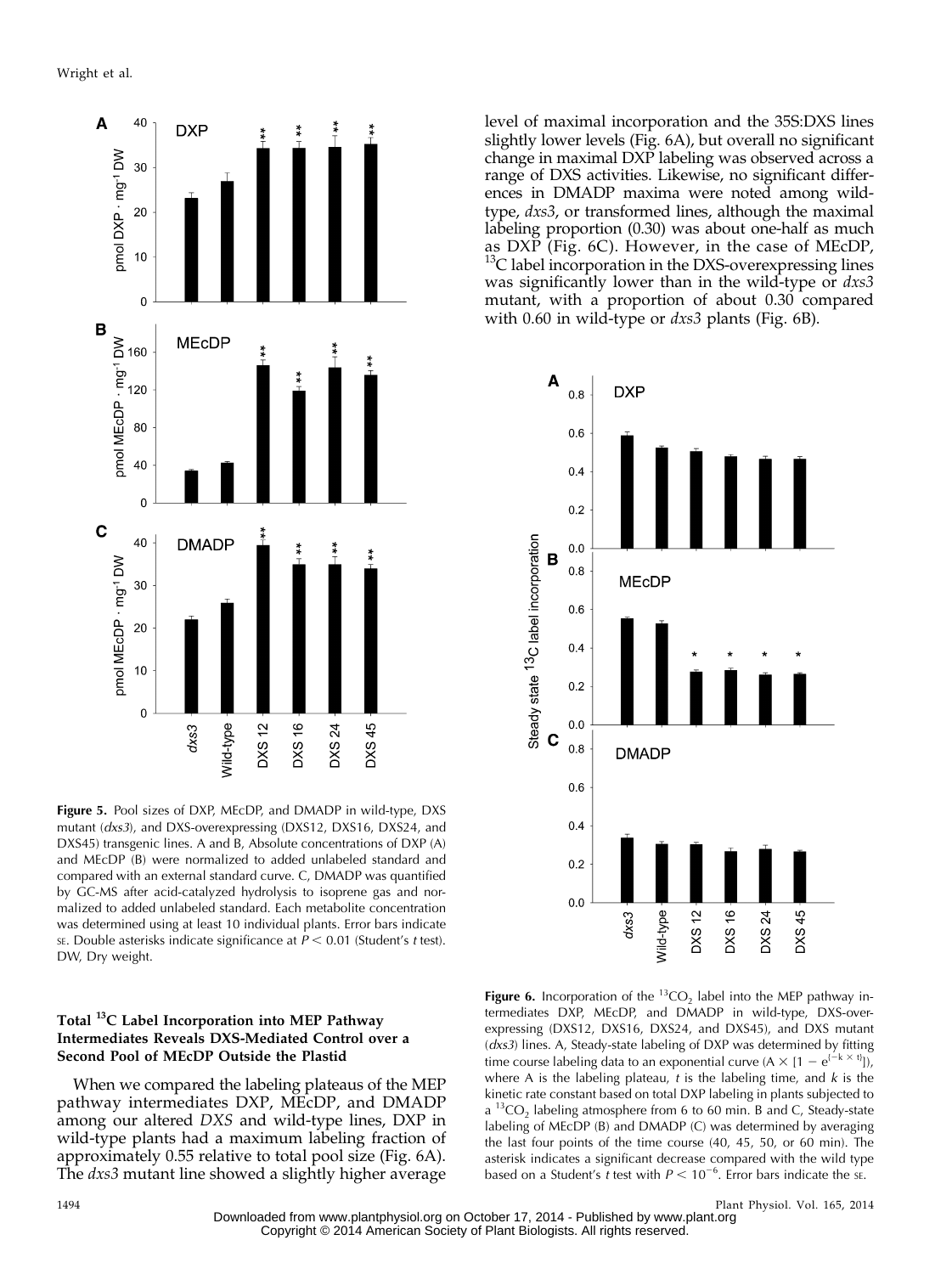**Figure 5.** Pool sizes of DXP, MEcDP, and DMADP in wild-type, DXS mutant (*dxs3*), and DXS-overexpressing (DXS12, DXS16, DXS24, and DXS45) transgenic lines. A and B, Absolute concentrations of DXP (A) and MEcDP (B) were normalized to added unlabeled standard and compared with an external standard curve. C, DMADP was quantified by GC-MS after acid-catalyzed hydrolysis to isoprene gas and normalized to added unlabeled standard. Each metabolite concentration was determined using at least 10 individual plants. Error bars indicate SE. Double asterisks indicate significance at $P < 0.01$ (Student's *t* test). DW, Dry weight.

### Total $^{13}C$ Label Incorporation into MEP Pathway Intermediates Reveals DXS-Mediated Control over a Second Pool of MEcDP Outside the Plastid

When we compared the labeling plateaus of the MEP pathway intermediates DXP, MEcDP, and DMADP among our altered *DXS* and wild-type lines, DXP in wild-type plants had a maximum labeling fraction of approximately 0.55 relative to total pool size (Fig. 6A). The *dxs3* mutant line showed a slightly higher average level of maximal incorporation and the 35S:DXS lines slightly lower levels (Fig. 6A), but overall no significant change in maximal DXP labeling was observed across a range of DXS activities. Likewise, no significant differences in DMADP maxima were noted among wild-type, *dxs3*, or transformed lines, although the maximal labeling proportion (0.30) was about one-half as much as DXP (Fig. 6C). However, in the case of MEcDP, $^{13}C$ label incorporation in the DXS-overexpressing lines was significantly lower than in the wild-type or *dxs3* mutant, with a proportion of about 0.30 compared with 0.60 in wild-type or *dxs3* plants (Fig. 6B).

**Figure 6.** Incorporation of the $^{13}CO_2$ label into the MEP pathway intermediates DXP, MEcDP, and DMADP in wild-type, DXS-overexpressing (DXS12, DXS16, DXS24, and DXS45), and DXS mutant (*dxs3*) lines. A, Steady-state labeling of DXP was determined by fitting time course labeling data to an exponential curve ($A \times [1 - e^{(-k \times t)}]$), where A is the labeling plateau, *t* is the labeling time, and *k* is the kinetic rate constant based on total DXP labeling in plants subjected to a $^{13}CO_2$ labeling atmosphere from 6 to 60 min. B and C, Steady-state labeling of MEcDP (B) and DMADP (C) was determined by averaging the last four points of the time course (40, 45, 50, or 60 min). The asterisk indicates a significant decrease compared with the wild type based on a Student's *t* test with $P < 10^{-6}$. Error bars indicate the SE.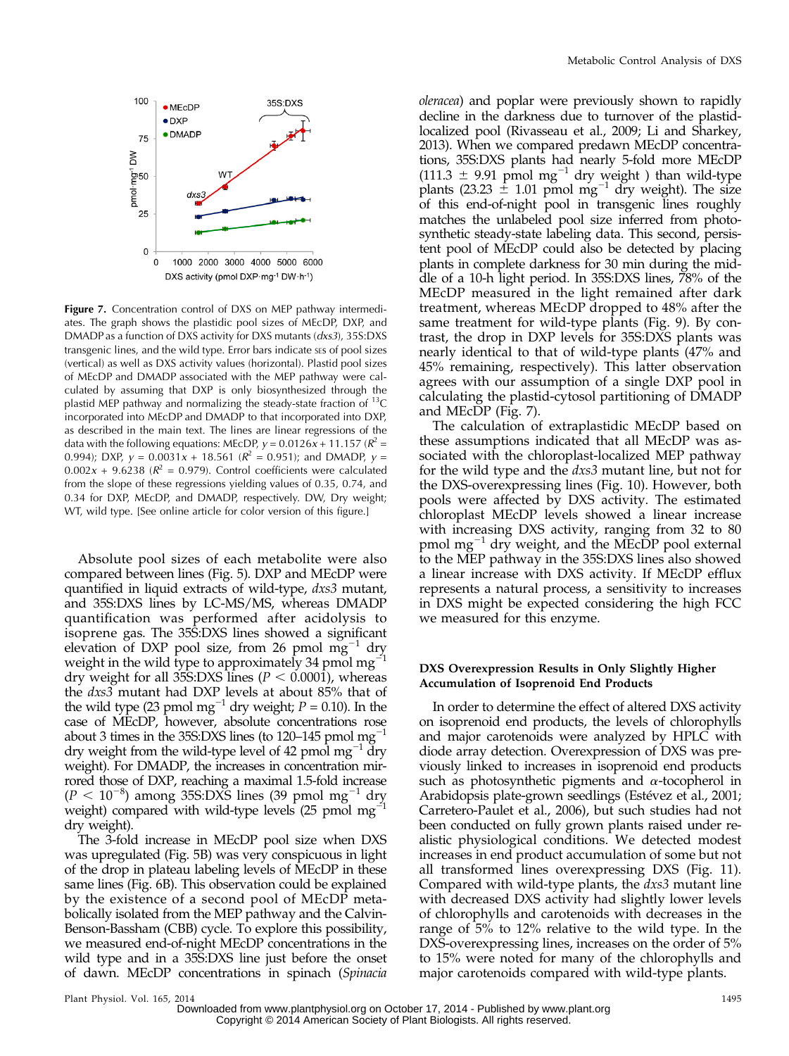**Figure 7.** Concentration control of DXS on MEP pathway intermediates. The graph shows the plastidic pool sizes of MEcDP, DXP, and DMADP as a function of DXS activity for DXS mutants (*dxs3*), 35S:DXS transgenic lines, and the wild type. Error bars indicate SEs of pool sizes (vertical) as well as DXS activity values (horizontal). Plastid pool sizes of MEcDP and DMADP associated with the MEP pathway were calculated by assuming that DXP is only biosynthesized through the plastid MEP pathway and normalizing the steady-state fraction of $^{13}C$ incorporated into MEcDP and DMADP to that incorporated into DXP, as described in the main text. The lines are linear regressions of the data with the following equations: MEcDP, $y = 0.0126x + 11.157$ ($R^2 = 0.994$); DXP, $y = 0.0031x + 18.561$ ($R^2 = 0.951$); and DMADP, $y = 0.002x + 9.6238$ ($R^2 = 0.979$). Control coefficients were calculated from the slope of these regressions yielding values of 0.35, 0.74, and 0.34 for DXP, MEcDP, and DMADP, respectively. DW, Dry weight; WT, wild type. [See online article for color version of this figure.]

Absolute pool sizes of each metabolite were also compared between lines (Fig. 5). DXP and MEcDP were quantified in liquid extracts of wild-type, *dxs3* mutant, and 35S:DXS lines by LC-MS/MS, whereas DMADP quantification was performed after acidolysis to isoprene gas. The 35S:DXS lines showed a significant elevation of DXP pool size, from 26 pmol $mg^{-1}$ dry weight in the wild type to approximately 34 pmol $mg^{-1}$ dry weight for all 35S:DXS lines ($P < 0.0001$), whereas the *dxs3* mutant had DXP levels at about 85% that of the wild type (23 pmol $mg^{-1}$ dry weight; $P = 0.10$). In the case of MEcDP, however, absolute concentrations rose about 3 times in the 35S:DXS lines (to 120–145 pmol $mg^{-1}$ dry weight from the wild-type level of 42 pmol $mg^{-1}$ dry weight). For DMADP, the increases in concentration mirrored those of DXP, reaching a maximal 1.5-fold increase ($P < 10^{-8}$) among 35S:DXS lines (39 pmol $mg^{-1}$ dry weight) compared with wild-type levels (25 pmol $mg^{-1}$ dry weight).

The 3-fold increase in MEcDP pool size when DXS was upregulated (Fig. 5B) was very conspicuous in light of the drop in plateau labeling levels of MEcDP in these same lines (Fig. 6B). This observation could be explained by the existence of a second pool of MEcDP metabolically isolated from the MEP pathway and the Calvin-Benson-Bassham (CBB) cycle. To explore this possibility, we measured end-of-night MEcDP concentrations in the wild type and in a 35S:DXS line just before the onset of dawn. MEcDP concentrations in spinach (*Spinacia oleracea*) and poplar were previously shown to rapidly decline in the darkness due to turnover of the plastid-localized pool (Rivasseau et al., 2009; Li and Sharkey, 2013). When we compared predawn MEcDP concentrations, 35S:DXS plants had nearly 5-fold more MEcDP (111.3 ± 9.91 pmol $mg^{-1}$ dry weight ) than wild-type plants (23.23 ± 1.01 pmol $mg^{-1}$ dry weight). The size of this end-of-night pool in transgenic lines roughly matches the unlabeled pool size inferred from photosynthetic steady-state labeling data. This second, persistent pool of MEcDP could also be detected by placing plants in complete darkness for 30 min during the middle of a 10-h light period. In 35S:DXS lines, 78% of the MEcDP measured in the light remained after dark treatment, whereas MEcDP dropped to 48% after the same treatment for wild-type plants (Fig. 9). By contrast, the drop in DXP levels for 35S:DXS plants was nearly identical to that of wild-type plants (47% and 45% remaining, respectively). This latter observation agrees with our assumption of a single DXP pool in calculating the plastid-cytosol partitioning of DMADP and MEcDP (Fig. 7).

The calculation of extraplastidic MEcDP based on these assumptions indicated that all MEcDP was associated with the chloroplast-localized MEP pathway for the wild type and the *dxs3* mutant line, but not for the DXS-overexpressing lines (Fig. 10). However, both pools were affected by DXS activity. The estimated chloroplast MEcDP levels showed a linear increase with increasing DXS activity, ranging from 32 to 80 pmol $mg^{-1}$ dry weight, and the MEcDP pool external to the MEP pathway in the 35S:DXS lines also showed a linear increase with DXS activity. If MEcDP efflux represents a natural process, a sensitivity to increases in DXS might be expected considering the high FCC we measured for this enzyme.

### DXS Overexpression Results in Only Slightly Higher Accumulation of Isoprenoid End Products

In order to determine the effect of altered DXS activity on isoprenoid end products, the levels of chlorophylls and major carotenoids were analyzed by HPLC with diode array detection. Overexpression of DXS was previously linked to increases in isoprenoid end products such as photosynthetic pigments and $\alpha$-tocopherol in Arabidopsis plate-grown seedlings (Estévez et al., 2001; Carretero-Paulet et al., 2006), but such studies had not been conducted on fully grown plants raised under realistic physiological conditions. We detected modest increases in end product accumulation of some but not all transformed lines overexpressing DXS (Fig. 11). Compared with wild-type plants, the *dxs3* mutant line with decreased DXS activity had slightly lower levels of chlorophylls and carotenoids with decreases in the range of 5% to 12% relative to the wild type. In the DXS-overexpressing lines, increases on the order of 5% to 15% were noted for many of the chlorophylls and major carotenoids compared with wild-type plants.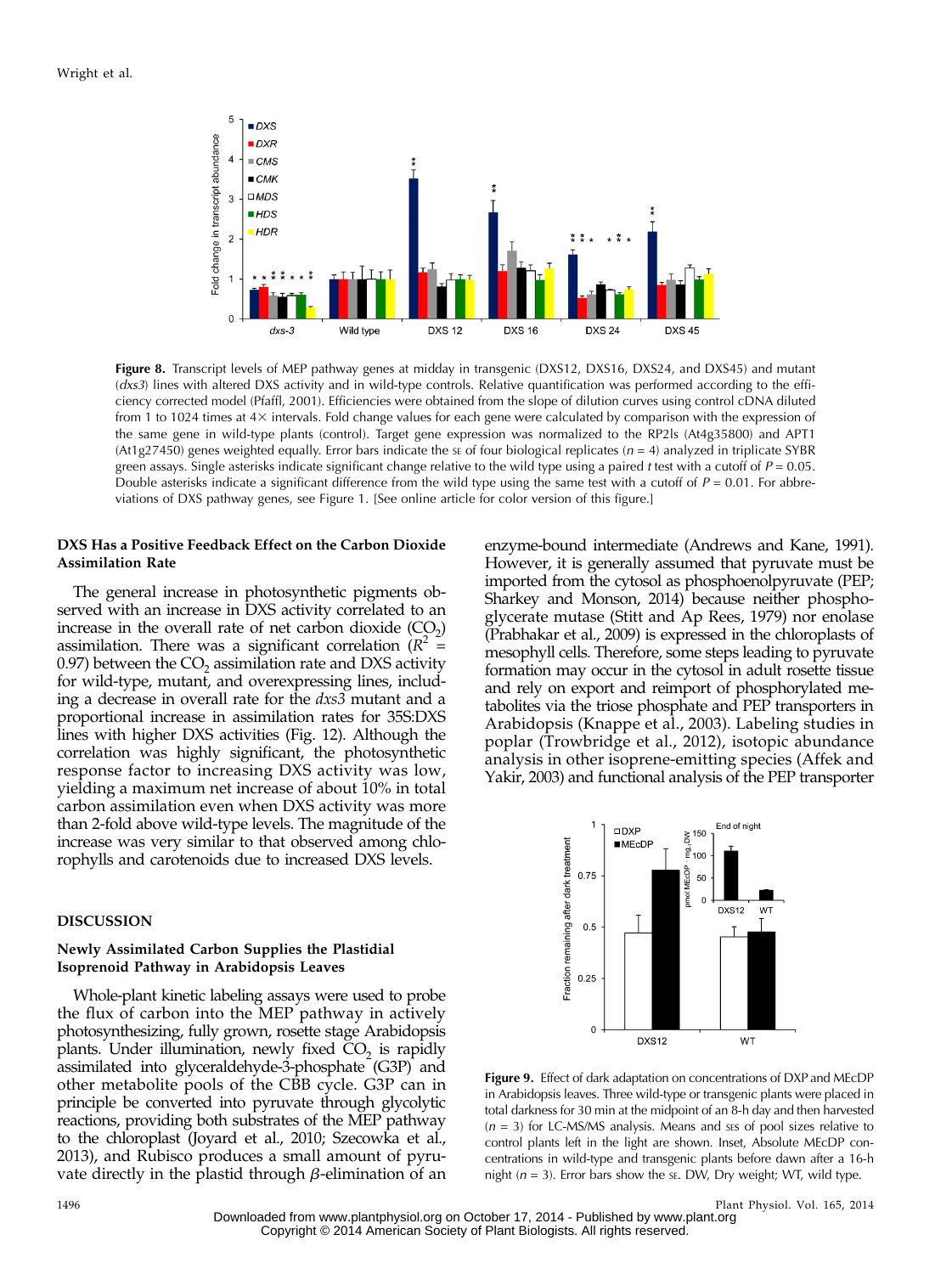**Figure 8.** Transcript levels of MEP pathway genes at midday in transgenic (DXS12, DXS16, DXS24, and DXS45) and mutant (*dxs3*) lines with altered DXS activity and in wild-type controls. Relative quantification was performed according to the efficiency corrected model (Pfaffl, 2001). Efficiencies were obtained from the slope of dilution curves using control cDNA diluted from 1 to 1024 times at 4× intervals. Fold change values for each gene were calculated by comparison with the expression of the same gene in wild-type plants (control). Target gene expression was normalized to the RP2ls (At4g35800) and APT1 (At1g27450) genes weighted equally. Error bars indicate the SE of four biological replicates ($n = 4$) analyzed in triplicate SYBR green assays. Single asterisks indicate significant change relative to the wild type using a paired *t* test with a cutoff of $P = 0.05$. Double asterisks indicate a significant difference from the wild type using the same test with a cutoff of $P = 0.01$. For abbreviations of DXS pathway genes, see Figure 1. [See online article for color version of this figure.]

### DXS Has a Positive Feedback Effect on the Carbon Dioxide Assimilation Rate

The general increase in photosynthetic pigments observed with an increase in DXS activity correlated to an increase in the overall rate of net carbon dioxide ($CO_2$) assimilation. There was a significant correlation ($R^2 = 0.97$) between the $CO_2$ assimilation rate and DXS activity for wild-type, mutant, and overexpressing lines, including a decrease in overall rate for the *dxs3* mutant and a proportional increase in assimilation rates for 35S:DXS lines with higher DXS activities (Fig. 12). Although the correlation was highly significant, the photosynthetic response factor to increasing DXS activity was low, yielding a maximum net increase of about 10% in total carbon assimilation even when DXS activity was more than 2-fold above wild-type levels. The magnitude of the increase was very similar to that observed among chlorophylls and carotenoids due to increased DXS levels.

## DISCUSSION

### Newly Assimilated Carbon Supplies the Plastidial Isoprenoid Pathway in Arabidopsis Leaves

Whole-plant kinetic labeling assays were used to probe the flux of carbon into the MEP pathway in actively photosynthesizing, fully grown, rosette stage Arabidopsis plants. Under illumination, newly fixed $CO_2$ is rapidly assimilated into glyceraldehyde-3-phosphate (G3P) and other metabolite pools of the CBB cycle. G3P can in principle be converted into pyruvate through glycolytic reactions, providing both substrates of the MEP pathway to the chloroplast (Joyard et al., 2010; Szecowka et al., 2013), and Rubisco produces a small amount of pyruvate directly in the plastid through $\beta$-elimination of an enzyme-bound intermediate (Andrews and Kane, 1991). However, it is generally assumed that pyruvate must be imported from the cytosol as phosphoenolpyruvate (PEP; Sharkey and Monson, 2014) because neither phosphoglycerate mutase (Stitt and Ap Rees, 1979) nor enolase (Prabhakar et al., 2009) is expressed in the chloroplasts of mesophyll cells. Therefore, some steps leading to pyruvate formation may occur in the cytosol in adult rosette tissue and rely on export and reimport of phosphorylated metabolites via the triose phosphate and PEP transporters in Arabidopsis (Knappe et al., 2003). Labeling studies in poplar (Trowbridge et al., 2012), isotopic abundance analysis in other isoprene-emitting species (Affek and Yakir, 2003) and functional analysis of the PEP transporter

**Figure 9.** Effect of dark adaptation on concentrations of DXP and MEcDP in Arabidopsis leaves. Three wild-type or transgenic plants were placed in total darkness for 30 min at the midpoint of an 8-h day and then harvested ($n = 3$) for LC-MS/MS analysis. Means and SES of pool sizes relative to control plants left in the light are shown. Inset, Absolute MEcDP concentrations in wild-type and transgenic plants before dawn after a 16-h night ($n = 3$). Error bars show the SE. DW, Dry weight; WT, wild type.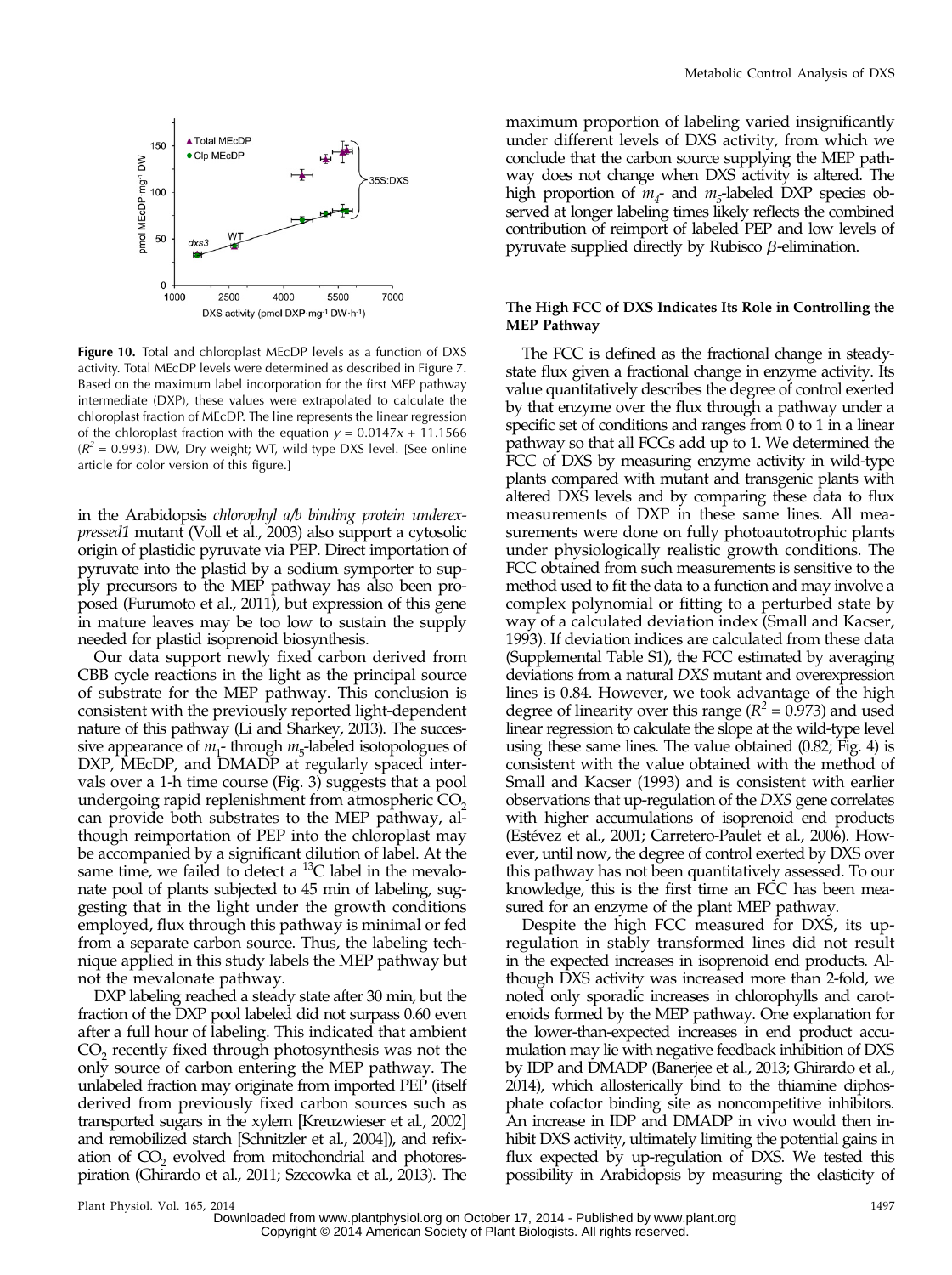**Figure 10.** Total and chloroplast MEcDP levels as a function of DXS activity. Total MEcDP levels were determined as described in Figure 7. Based on the maximum label incorporation for the first MEP pathway intermediate (DXP), these values were extrapolated to calculate the chloroplast fraction of MEcDP. The line represents the linear regression of the chloroplast fraction with the equation $y = 0.0147x + 11.1566$ ($R^2 = 0.993$). DW, Dry weight; WT, wild-type DXS level. [See online article for color version of this figure.]

in the Arabidopsis *chlorophyl a/b binding protein underexpressed1* mutant (Voll et al., 2003) also support a cytosolic origin of plastidic pyruvate via PEP. Direct importation of pyruvate into the plastid by a sodium symporter to supply precursors to the MEP pathway has also been proposed (Furumoto et al., 2011), but expression of this gene in mature leaves may be too low to sustain the supply needed for plastid isoprenoid biosynthesis.

Our data support newly fixed carbon derived from CBB cycle reactions in the light as the principal source of substrate for the MEP pathway. This conclusion is consistent with the previously reported light-dependent nature of this pathway (Li and Sharkey, 2013). The successive appearance of $m_1$- through $m_5$-labeled isotopologues of DXP, MEcDP, and DMADP at regularly spaced intervals over a 1-h time course (Fig. 3) suggests that a pool undergoing rapid replenishment from atmospheric $CO_2$ can provide both substrates to the MEP pathway, although reimportation of PEP into the chloroplast may be accompanied by a significant dilution of label. At the same time, we failed to detect a $^{13}C$ label in the mevalonate pool of plants subjected to 45 min of labeling, suggesting that in the light under the growth conditions employed, flux through this pathway is minimal or fed from a separate carbon source. Thus, the labeling technique applied in this study labels the MEP pathway but not the mevalonate pathway.

DXP labeling reached a steady state after 30 min, but the fraction of the DXP pool labeled did not surpass 0.60 even after a full hour of labeling. This indicated that ambient $CO_2$ recently fixed through photosynthesis was not the only source of carbon entering the MEP pathway. The unlabeled fraction may originate from imported PEP (itself derived from previously fixed carbon sources such as transported sugars in the xylem [Kreuzwieser et al., 2002] and remobilized starch [Schnitzler et al., 2004]), and refixation of $CO_2$ evolved from mitochondrial and photorespiration (Ghirardo et al., 2011; Szecowka et al., 2013). The maximum proportion of labeling varied insignificantly under different levels of DXS activity, from which we conclude that the carbon source supplying the MEP pathway does not change when DXS activity is altered. The high proportion of $m_4$- and $m_5$-labeled DXP species observed at longer labeling times likely reflects the combined contribution of reimport of labeled PEP and low levels of pyruvate supplied directly by Rubisco $\beta$-elimination.

### The High FCC of DXS Indicates Its Role in Controlling the MEP Pathway

The FCC is defined as the fractional change in steady-state flux given a fractional change in enzyme activity. Its value quantitatively describes the degree of control exerted by that enzyme over the flux through a pathway under a specific set of conditions and ranges from 0 to 1 in a linear pathway so that all FCCs add up to 1. We determined the FCC of DXS by measuring enzyme activity in wild-type plants compared with mutant and transgenic plants with altered DXS levels and by comparing these data to flux measurements of DXP in these same lines. All measurements were done on fully photoautotrophic plants under physiologically realistic growth conditions. The FCC obtained from such measurements is sensitive to the method used to fit the data to a function and may involve a complex polynomial or fitting to a perturbed state by way of a calculated deviation index (Small and Kacser, 1993). If deviation indices are calculated from these data (Supplemental Table S1), the FCC estimated by averaging deviations from a natural *DXS* mutant and overexpression lines is 0.84. However, we took advantage of the high degree of linearity over this range ($R^2 = 0.973$) and used linear regression to calculate the slope at the wild-type level using these same lines. The value obtained (0.82; Fig. 4) is consistent with the value obtained with the method of Small and Kacser (1993) and is consistent with earlier observations that up-regulation of the *DXS* gene correlates with higher accumulations of isoprenoid end products (Estévez et al., 2001; Carretero-Paulet et al., 2006). However, until now, the degree of control exerted by DXS over this pathway has not been quantitatively assessed. To our knowledge, this is the first time an FCC has been measured for an enzyme of the plant MEP pathway.

Despite the high FCC measured for DXS, its up-regulation in stably transformed lines did not result in the expected increases in isoprenoid end products. Although DXS activity was increased more than 2-fold, we noted only sporadic increases in chlorophylls and carotenoids formed by the MEP pathway. One explanation for the lower-than-expected increases in end product accumulation may lie with negative feedback inhibition of DXS by IDP and DMADP (Banerjee et al., 2013; Ghirardo et al., 2014), which allosterically bind to the thiamine diphosphate cofactor binding site as noncompetitive inhibitors. An increase in IDP and DMADP in vivo would then inhibit DXS activity, ultimately limiting the potential gains in flux expected by up-regulation of DXS. We tested this possibility in Arabidopsis by measuring the elasticity of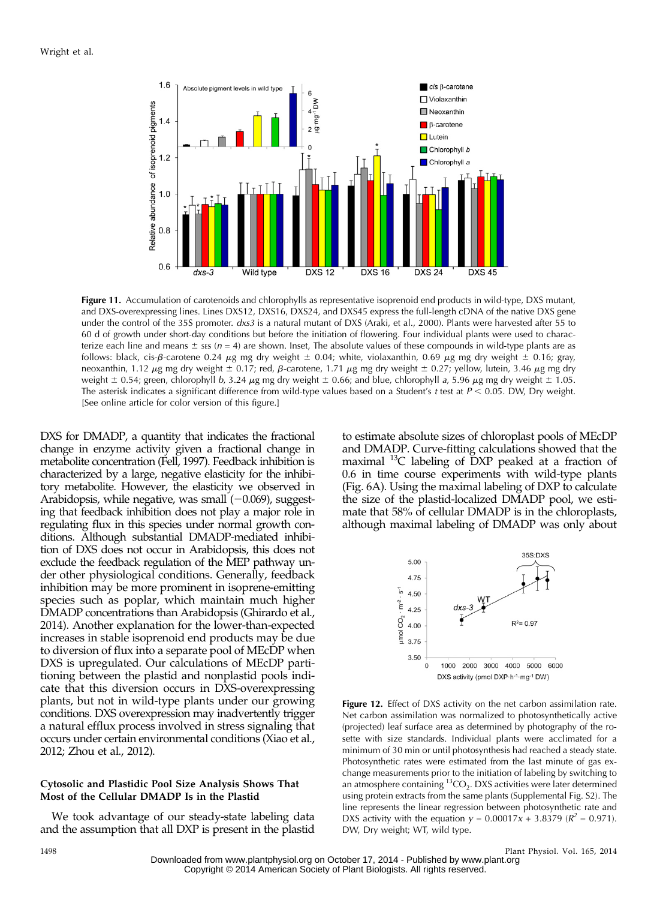**Figure 11.** Accumulation of carotenoids and chlorophylls as representative isoprenoid end products in wild-type, DXS mutant, and DXS-overexpressing lines. Lines DXS12, DXS16, DXS24, and DXS45 express the full-length cDNA of the native DXS gene under the control of the 35S promoter. *dxs3* is a natural mutant of DXS (Araki, et al., 2000). Plants were harvested after 55 to 60 d of growth under short-day conditions but before the initiation of flowering. Four individual plants were used to characterize each line and means ± SES ($n = 4$) are shown. Inset, The absolute values of these compounds in wild-type plants are as follows: black, cis-β-carotene 0.24 μg mg dry weight ± 0.04; white, violaxanthin, 0.69 μg mg dry weight ± 0.16; gray, neoxanthin, 1.12 μg mg dry weight ± 0.17; red, β-carotene, 1.71 μg mg dry weight ± 0.27; yellow, lutein, 3.46 μg mg dry weight ± 0.54; green, chlorophyll *b*, 3.24 μg mg dry weight ± 0.66; and blue, chlorophyll *a*, 5.96 μg mg dry weight ± 1.05. The asterisk indicates a significant difference from wild-type values based on a Student's *t* test at $P < 0.05$. DW, Dry weight. [See online article for color version of this figure.]

DXS for DMADP, a quantity that indicates the fractional change in enzyme activity given a fractional change in metabolite concentration (Fell, 1997). Feedback inhibition is characterized by a large, negative elasticity for the inhibitory metabolite. However, the elasticity we observed in Arabidopsis, while negative, was small (−0.069), suggesting that feedback inhibition does not play a major role in regulating flux in this species under normal growth conditions. Although substantial DMADP-mediated inhibition of DXS does not occur in Arabidopsis, this does not exclude the feedback regulation of the MEP pathway under other physiological conditions. Generally, feedback inhibition may be more prominent in isoprene-emitting species such as poplar, which maintain much higher DMADP concentrations than Arabidopsis (Ghirardo et al., 2014). Another explanation for the lower-than-expected increases in stable isoprenoid end products may be due to diversion of flux into a separate pool of MEcDP when DXS is upregulated. Our calculations of MEcDP partitioning between the plastid and nonplastid pools indicate that this diversion occurs in DXS-overexpressing plants, but not in wild-type plants under our growing conditions. DXS overexpression may inadvertently trigger a natural efflux process involved in stress signaling that occurs under certain environmental conditions (Xiao et al., 2012; Zhou et al., 2012).

### Cytosolic and Plastidic Pool Size Analysis Shows That Most of the Cellular DMADP Is in the Plastid

We took advantage of our steady-state labeling data and the assumption that all DXP is present in the plastid to estimate absolute sizes of chloroplast pools of MEcDP and DMADP. Curve-fitting calculations showed that the maximal $^{13}C$ labeling of DXP peaked at a fraction of 0.6 in time course experiments with wild-type plants (Fig. 6A). Using the maximal labeling of DXP to calculate the size of the plastid-localized DMADP pool, we estimate that 58% of cellular DMADP is in the chloroplasts, although maximal labeling of DMADP was only about

**Figure 12.** Effect of DXS activity on the net carbon assimilation rate. Net carbon assimilation was normalized to photosynthetically active (projected) leaf surface area as determined by photography of the rosette with size standards. Individual plants were acclimated for a minimum of 30 min or until photosynthesis had reached a steady state. Photosynthetic rates were estimated from the last minute of gas exchange measurements prior to the initiation of labeling by switching to an atmosphere containing $^{13}CO_2$. DXS activities were later determined using protein extracts from the same plants (Supplemental Fig. S2). The line represents the linear regression between photosynthetic rate and DXS activity with the equation $y = 0.00017x + 3.8379$ ($R^2 = 0.971$). DW, Dry weight; WT, wild type.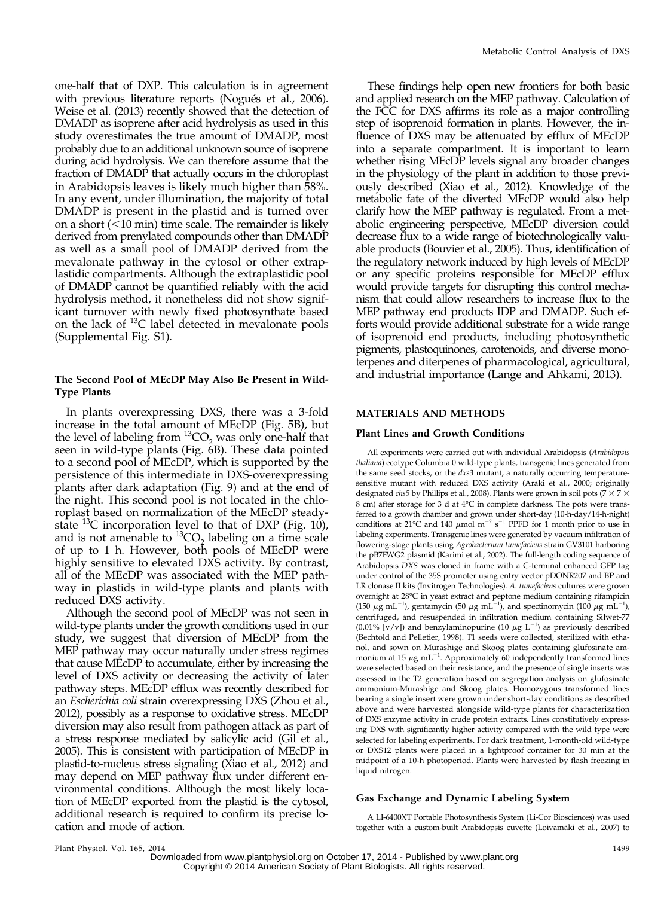one-half that of DXP. This calculation is in agreement with previous literature reports (Nogués et al., 2006). Weise et al. (2013) recently showed that the detection of DMADP as isoprene after acid hydrolysis as used in this study overestimates the true amount of DMADP, most probably due to an additional unknown source of isoprene during acid hydrolysis. We can therefore assume that the fraction of DMADP that actually occurs in the chloroplast in Arabidopsis leaves is likely much higher than 58%. In any event, under illumination, the majority of total DMADP is present in the plastid and is turned over on a short (<10 min) time scale. The remainder is likely derived from prenylated compounds other than DMADP as well as a small pool of DMADP derived from the mevalonate pathway in the cytosol or other extraplastidic compartments. Although the extraplastidic pool of DMADP cannot be quantified reliably with the acid hydrolysis method, it nonetheless did not show significant turnover with newly fixed photosynthate based on the lack of $^{13}C$ label detected in mevalonate pools (Supplemental Fig. S1).

### The Second Pool of MEcDP May Also Be Present in Wild-Type Plants

In plants overexpressing DXS, there was a 3-fold increase in the total amount of MEcDP (Fig. 5B), but the level of labeling from $^{13}CO_2$ was only one-half that seen in wild-type plants (Fig. 6B). These data pointed to a second pool of MEcDP, which is supported by the persistence of this intermediate in DXS-overexpressing plants after dark adaptation (Fig. 9) and at the end of the night. This second pool is not located in the chloroplast based on normalization of the MEcDP steady-state $^{13}C$ incorporation level to that of DXP (Fig. 10), and is not amenable to $^{13}CO_2$ labeling on a time scale of up to 1 h. However, both pools of MEcDP were highly sensitive to elevated DXS activity. By contrast, all of the MEcDP was associated with the MEP pathway in plastids in wild-type plants and plants with reduced DXS activity.

Although the second pool of MEcDP was not seen in wild-type plants under the growth conditions used in our study, we suggest that diversion of MEcDP from the MEP pathway may occur naturally under stress regimes that cause MEcDP to accumulate, either by increasing the level of DXS activity or decreasing the activity of later pathway steps. MEcDP efflux was recently described for an *Escherichia coli* strain overexpressing DXS (Zhou et al., 2012), possibly as a response to oxidative stress. MEcDP diversion may also result from pathogen attack as part of a stress response mediated by salicylic acid (Gil et al., 2005). This is consistent with participation of MEcDP in plastid-to-nucleus stress signaling (Xiao et al., 2012) and may depend on MEP pathway flux under different environmental conditions. Although the most likely location of MEcDP exported from the plastid is the cytosol, additional research is required to confirm its precise location and mode of action.

These findings help open new frontiers for both basic and applied research on the MEP pathway. Calculation of the FCC for DXS affirms its role as a major controlling step of isoprenoid formation in plants. However, the influence of DXS may be attenuated by efflux of MEcDP into a separate compartment. It is important to learn whether rising MEcDP levels signal any broader changes in the physiology of the plant in addition to those previously described (Xiao et al., 2012). Knowledge of the metabolic fate of the diverted MEcDP would also help clarify how the MEP pathway is regulated. From a metabolic engineering perspective, MEcDP diversion could decrease flux to a wide range of biotechnologically valuable products (Bouvier et al., 2005). Thus, identification of the regulatory network induced by high levels of MEcDP or any specific proteins responsible for MEcDP efflux would provide targets for disrupting this control mechanism that could allow researchers to increase flux to the MEP pathway end products IDP and DMADP. Such efforts would provide additional substrate for a wide range of isoprenoid end products, including photosynthetic pigments, plastoquinones, carotenoids, and diverse monoterpenes and diterpenes of pharmacological, agricultural, and industrial importance (Lange and Ahkami, 2013).

## MATERIALS AND METHODS

### Plant Lines and Growth Conditions

All experiments were carried out with individual Arabidopsis (*Arabidopsis thaliana*) ecotype Columbia 0 wild-type plants, transgenic lines generated from the same seed stocks, or the *dxs3* mutant, a naturally occurring temperature-sensitive mutant with reduced DXS activity (Araki et al., 2000; originally designated *chs5* by Phillips et al., 2008). Plants were grown in soil pots (7 × 7 × 8 cm) after storage for 3 d at 4°C in complete darkness. The pots were transferred to a growth chamber and grown under short-day (10-h-day/14-h-night) conditions at 21°C and 140 $\mu$mol $m^{-2}$ $s^{-1}$ PPFD for 1 month prior to use in labeling experiments. Transgenic lines were generated by vacuum infiltration of flowering-stage plants using *Agrobacterium tumefaciens* strain GV3101 harboring the pB7FWG2 plasmid (Karimi et al., 2002). The full-length coding sequence of Arabidopsis *DXS* was cloned in frame with a C-terminal enhanced GFP tag under control of the 35S promoter using entry vector pDONR207 and BP and LR clonase II kits (Invitrogen Technologies). *A. tumefaciens* cultures were grown overnight at 28°C in yeast extract and peptone medium containing rifampicin (150 $\mu$g $mL^{-1}$), gentamycin (50 $\mu$g $mL^{-1}$), and spectinomycin (100 $\mu$g $mL^{-1}$), centrifuged, and resuspended in infiltration medium containing Silwet-77 (0.01% [v/v]) and benzylaminopurine (10 $\mu$g $L^{-1}$) as previously described (Bechtold and Pelletier, 1998). T1 seeds were collected, sterilized with ethanol, and sown on Murashige and Skoog plates containing glufosinate ammonium at 15 $\mu$g $mL^{-1}$. Approximately 60 independently transformed lines were selected based on their resistance, and the presence of single inserts was assessed in the T2 generation based on segregation analysis on glufosinate ammonium-Murashige and Skoog plates. Homozygous transformed lines bearing a single insert were grown under short-day conditions as described above and were harvested alongside wild-type plants for characterization of DXS enzyme activity in crude protein extracts. Lines constitutively expressing DXS with significantly higher activity compared with the wild type were selected for labeling experiments. For dark treatment, 1-month-old wild-type or DXS12 plants were placed in a lightproof container for 30 min at the midpoint of a 10-h photoperiod. Plants were harvested by flash freezing in liquid nitrogen.

### Gas Exchange and Dynamic Labeling System

A LI-6400XT Portable Photosynthesis System (Li-Cor Biosciences) was used together with a custom-built Arabidopsis cuvette (Loivamäki et al., 2007) to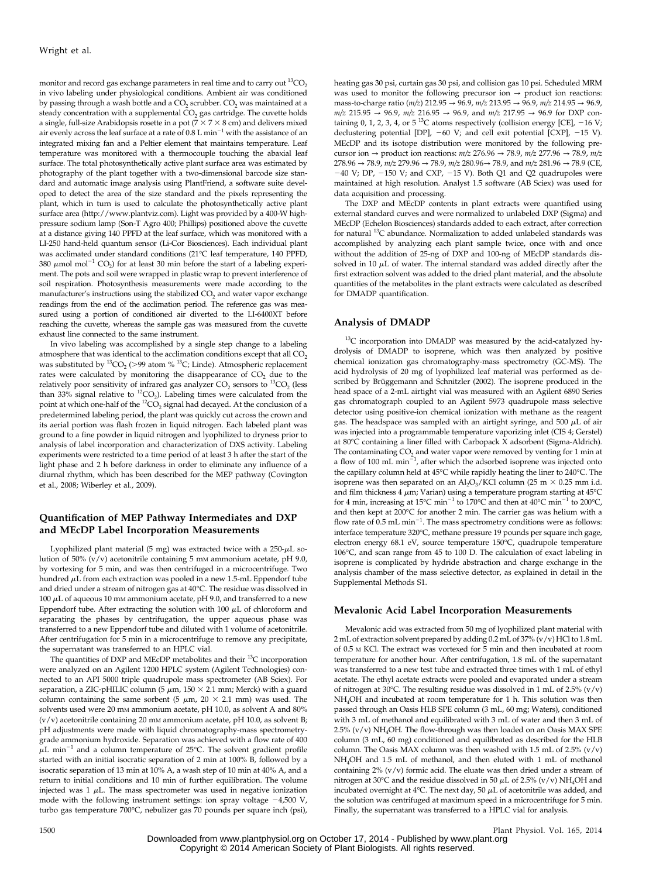monitor and record gas exchange parameters in real time and to carry out $^{13}CO_2$ in vivo labeling under physiological conditions. Ambient air was conditioned by passing through a wash bottle and a $CO_2$ scrubber. $CO_2$ was maintained at a steady concentration with a supplemental $CO_2$ gas cartridge. The cuvette holds a single, full-size Arabidopsis rosette in a pot (7 × 7 × 8 cm) and delivers mixed air evenly across the leaf surface at a rate of 0.8 L $min^{-1}$ with the assistance of an integrated mixing fan and a Peltier element that maintains temperature. Leaf temperature was monitored with a thermocouple touching the abaxial leaf surface. The total photosynthetically active plant surface area was estimated by photography of the plant together with a two-dimensional barcode size standard and automatic image analysis using PlantFriend, a software suite developed to detect the area of the size standard and the pixels representing the plant, which in turn is used to calculate the photosynthetically active plant surface area (http://www.plantviz.com). Light was provided by a 400-W high-pressure sodium lamp (Son-T Agro 400; Phillips) positioned above the cuvette at a distance giving 140 PPFD at the leaf surface, which was monitored with a LI-250 hand-held quantum sensor (Li-Cor Biosciences). Each individual plant was acclimated under standard conditions (21°C leaf temperature, 140 PPFD, 380 $\mu$mol $mol^{-1}$ $CO_2$) for at least 30 min before the start of a labeling experiment. The pots and soil were wrapped in plastic wrap to prevent interference of soil respiration. Photosynthesis measurements were made according to the manufacturer's instructions using the stabilized $CO_2$ and water vapor exchange readings from the end of the acclimation period. The reference gas was measured using a portion of conditioned air diverted to the LI-6400XT before reaching the cuvette, whereas the sample gas was measured from the cuvette exhaust line connected to the same instrument.

In vivo labeling was accomplished by a single step change to a labeling atmosphere that was identical to the acclimation conditions except that all $CO_2$ was substituted by $^{13}CO_2$ (>99 atom % $^{13}C$; Linde). Atmospheric replacement rates were calculated by monitoring the disappearance of $CO_2$ due to the relatively poor sensitivity of infrared gas analyzer $CO_2$ sensors to $^{13}CO_2$ (less than 33% signal relative to $^{12}CO_2$). Labeling times were calculated from the point at which one-half of the $^{12}CO_2$ signal had decayed. At the conclusion of a predetermined labeling period, the plant was quickly cut across the crown and its aerial portion was flash frozen in liquid nitrogen. Each labeled plant was ground to a fine powder in liquid nitrogen and lyophilized to dryness prior to analysis of label incorporation and characterization of DXS activity. Labeling experiments were restricted to a time period of at least 3 h after the start of the light phase and 2 h before darkness in order to eliminate any influence of a diurnal rhythm, which has been described for the MEP pathway (Covington et al., 2008; Wiberley et al., 2009).

### Quantification of MEP Pathway Intermediates and DXP and MEcDP Label Incorporation Measurements

Lyophilized plant material (5 mg) was extracted twice with a 250-$\mu$L solution of 50% (v/v) acetonitrile containing 5 mM ammonium acetate, pH 9.0, by vortexing for 5 min, and was then centrifuged in a microcentrifuge. Two hundred $\mu$L from each extraction was pooled in a new 1.5-mL Eppendorf tube and dried under a stream of nitrogen gas at 40°C. The residue was dissolved in 100 $\mu$L of aqueous 10 mM ammonium acetate, pH 9.0, and transferred to a new Eppendorf tube. After extracting the solution with 100 $\mu$L of chloroform and separating the phases by centrifugation, the upper aqueous phase was transferred to a new Eppendorf tube and diluted with 1 volume of acetonitrile. After centrifugation for 5 min in a microcentrifuge to remove any precipitate, the supernatant was transferred to an HPLC vial.

The quantities of DXP and MEcDP metabolites and their $^{13}C$ incorporation were analyzed on an Agilent 1200 HPLC system (Agilent Technologies) connected to an API 5000 triple quadrupole mass spectrometer (AB Sciex). For separation, a ZIC-pHILIC column (5 $\mu$m, 150 × 2.1 mm; Merck) with a guard column containing the same sorbent (5 $\mu$m, 20 × 2.1 mm) was used. The solvents used were 20 mM ammonium acetate, pH 10.0, as solvent A and 80% (v/v) acetonitrile containing 20 mM ammonium acetate, pH 10.0, as solvent B; pH adjustments were made with liquid chromatography-mass spectrometry-grade ammonium hydroxide. Separation was achieved with a flow rate of 400 $\mu$L $min^{-1}$ and a column temperature of 25°C. The solvent gradient profile started with an initial isocratic separation of 2 min at 100% B, followed by a isocratic separation of 13 min at 10% A, a wash step of 10 min at 40% A, and a return to initial conditions and 10 min of further equilibration. The volume injected was 1 $\mu$L. The mass spectrometer was used in negative ionization mode with the following instrument settings: ion spray voltage −4,500 V, turbo gas temperature 700°C, nebulizer gas 70 pounds per square inch (psi), heating gas 30 psi, curtain gas 30 psi, and collision gas 10 psi. Scheduled MRM was used to monitor the following precursor ion → product ion reactions: mass-to-charge ratio ($m/z$) 212.95 → 96.9, $m/z$ 213.95 → 96.9, $m/z$ 214.95 → 96.9, $m/z$ 215.95 → 96.9, $m/z$ 216.95 → 96.9, and $m/z$ 217.95 → 96.9 for DXP containing 0, 1, 2, 3, 4, or 5 $^{13}C$ atoms respectively (collision energy [CE], −16 V; declustering potential [DP], −60 V; and cell exit potential [CXP], −15 V). MEcDP and its isotope distribution were monitored by the following precursor ion → product ion reactions: $m/z$ 276.96 → 78.9, $m/z$ 277.96 → 78.9, $m/z$ 278.96 → 78.9, $m/z$ 279.96 → 78.9, $m/z$ 280.96→ 78.9, and $m/z$ 281.96 → 78.9 (CE, −40 V; DP, −150 V; and CXP, −15 V). Both Q1 and Q2 quadrupoles were maintained at high resolution. Analyst 1.5 software (AB Sciex) was used for data acquisition and processing.

The DXP and MEcDP contents in plant extracts were quantified using external standard curves and were normalized to unlabeled DXP (Sigma) and MEcDP (Echelon Biosciences) standards added to each extract, after correction for natural $^{13}C$ abundance. Normalization to added unlabeled standards was accomplished by analyzing each plant sample twice, once with and once without the addition of 25-ng of DXP and 100-ng of MEcDP standards dissolved in 10 $\mu$L of water. The internal standard was added directly after the first extraction solvent was added to the dried plant material, and the absolute quantities of the metabolites in the plant extracts were calculated as described for DMADP quantification.

### Analysis of DMADP

$^{13}C$ incorporation into DMADP was measured by the acid-catalyzed hydrolysis of DMADP to isoprene, which was then analyzed by positive chemical ionization gas chromatography-mass spectrometry (GC-MS). The acid hydrolysis of 20 mg of lyophilized leaf material was performed as described by Brüggemann and Schnitzler (2002). The isoprene produced in the head space of a 2-mL airtight vial was measured with an Agilent 6890 Series gas chromatograph coupled to an Agilent 5973 quadrupole mass selective detector using positive-ion chemical ionization with methane as the reagent gas. The headspace was sampled with an airtight syringe, and 500 $\mu$L of air was injected into a programmable temperature vaporizing inlet (CIS 4; Gerstel) at 80°C containing a liner filled with Carbopack X adsorbent (Sigma-Aldrich). The contaminating $CO_2$ and water vapor were removed by venting for 1 min at a flow of 100 mL $min^{-1}$, after which the adsorbed isoprene was injected onto the capillary column held at 45°C while rapidly heating the liner to 240°C. The isoprene was then separated on an $Al_2O_3$/KCl column (25 m × 0.25 mm i.d. and film thickness 4 $\mu$m; Varian) using a temperature program starting at 45°C for 4 min, increasing at 15°C $min^{-1}$ to 170°C and then at 40°C $min^{-1}$ to 200°C, and then kept at 200°C for another 2 min. The carrier gas was helium with a flow rate of 0.5 mL $min^{-1}$. The mass spectrometry conditions were as follows: interface temperature 320°C, methane pressure 19 pounds per square inch gage, electron energy 68.1 eV, source temperature 150°C, quadrupole temperature 106°C, and scan range from 45 to 100 D. The calculation of exact labeling in isoprene is complicated by hydride abstraction and charge exchange in the analysis chamber of the mass selective detector, as explained in detail in the Supplemental Methods S1.

### Mevalonic Acid Label Incorporation Measurements

Mevalonic acid was extracted from 50 mg of lyophilized plant material with 2 mL of extraction solvent prepared by adding 0.2 mL of 37% (v/v) HCl to 1.8 mL of 0.5 M KCl. The extract was vortexed for 5 min and then incubated at room temperature for another hour. After centrifugation, 1.8 mL of the supernatant was transferred to a new test tube and extracted three times with 1 mL of ethyl acetate. The ethyl acetate extracts were pooled and evaporated under a stream of nitrogen at 30°C. The resulting residue was dissolved in 1 mL of 2.5% (v/v) $NH_4OH$ and incubated at room temperature for 1 h. This solution was then passed through an Oasis HLB SPE column (3 mL, 60 mg; Waters), conditioned with 3 mL of methanol and equilibrated with 3 mL of water and then 3 mL of 2.5% (v/v) $NH_4OH$. The flow-through was then loaded on an Oasis MAX SPE column (3 mL, 60 mg) conditioned and equilibrated as described for the HLB column. The Oasis MAX column was then washed with 1.5 mL of 2.5% (v/v) $NH_4OH$ and 1.5 mL of methanol, and then eluted with 1 mL of methanol containing 2% (v/v) formic acid. The eluate was then dried under a stream of nitrogen at 30°C and the residue dissolved in 50 $\mu$L of 2.5% (v/v) $NH_4OH$ and incubated overnight at 4°C. The next day, 50 $\mu$L of acetonitrile was added, and the solution was centrifuged at maximum speed in a microcentrifuge for 5 min. Finally, the supernatant was transferred to a HPLC vial for analysis.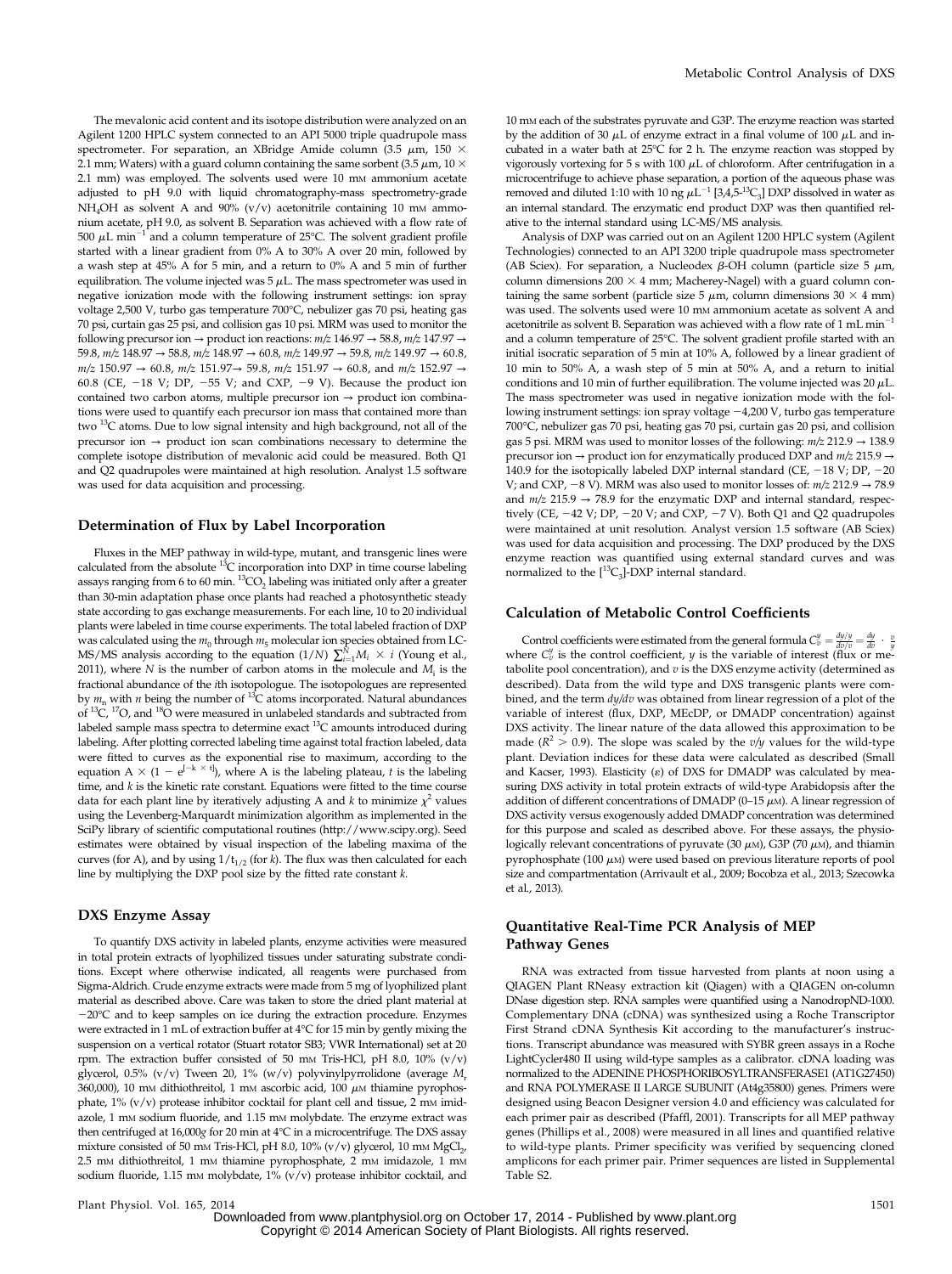The mevalonic acid content and its isotope distribution were analyzed on an Agilent 1200 HPLC system connected to an API 5000 triple quadrupole mass spectrometer. For separation, an XBridge Amide column (3.5 $\mu$m, 150 × 2.1 mm; Waters) with a guard column containing the same sorbent (3.5 $\mu$m, 10 × 2.1 mm) was employed. The solvents used were 10 mM ammonium acetate adjusted to pH 9.0 with liquid chromatography-mass spectrometry-grade $NH_4OH$ as solvent A and 90% (v/v) acetonitrile containing 10 mM ammonium acetate, pH 9.0, as solvent B. Separation was achieved with a flow rate of 500 $\mu$L min$^{-1}$ and a column temperature of 25°C. The solvent gradient profile started with a linear gradient from 0% A to 30% A over 20 min, followed by a wash step at 45% A for 5 min, and a return to 0% A and 5 min of further equilibration. The volume injected was 5 $\mu$L. The mass spectrometer was used in negative ionization mode with the following instrument settings: ion spray voltage 2,500 V, turbo gas temperature 700°C, nebulizer gas 70 psi, heating gas 70 psi, curtain gas 25 psi, and collision gas 10 psi. MRM was used to monitor the following precursor ion → product ion reactions: $m/z$ 146.97 → 58.8, $m/z$ 147.97 → 59.8, $m/z$ 148.97 → 58.8, $m/z$ 148.97 → 60.8, $m/z$ 149.97 → 59.8, $m/z$ 149.97 → 60.8, $m/z$ 150.97 → 60.8, $m/z$ 151.97→ 59.8, $m/z$ 151.97 → 60.8, and $m/z$ 152.97 → 60.8 (CE, −18 V; DP, −55 V; and CXP, −9 V). Because the product ion contained two carbon atoms, multiple precursor ion → product ion combinations were used to quantify each precursor ion mass that contained more than two $^{13}C$ atoms. Due to low signal intensity and high background, not all of the precursor ion → product ion scan combinations necessary to determine the complete isotope distribution of mevalonic acid could be measured. Both Q1 and Q2 quadrupoles were maintained at high resolution. Analyst 1.5 software was used for data acquisition and processing.

## Determination of Flux by Label Incorporation

Fluxes in the MEP pathway in wild-type, mutant, and transgenic lines were calculated from the absolute $^{13}C$ incorporation into DXP in time course labeling assays ranging from 6 to 60 min. $^{13}CO_2$ labeling was initiated only after a greater than 30-min adaptation phase once plants had reached a photosynthetic steady state according to gas exchange measurements. For each line, 10 to 20 individual plants were labeled in time course experiments. The total labeled fraction of DXP was calculated using the $m_0$ through $m_5$ molecular ion species obtained from LC-MS/MS analysis according to the equation $(1/N)\sum_{i=1}^{N} M_i \times i$ (Young et al., 2011), where $N$ is the number of carbon atoms in the molecule and $M_i$ is the fractional abundance of the $i$th isotopologue. The isotopologues are represented by $m_n$ with $n$ being the number of $^{13}C$ atoms incorporated. Natural abundances of $^{13}C$, $^{17}O$, and $^{18}O$ were measured in unlabeled standards and subtracted from labeled sample mass spectra to determine exact $^{13}C$ amounts introduced during labeling. After plotting corrected labeling time against total fraction labeled, data were fitted to curves as the exponential rise to maximum, according to the equation $A \times (1 - e^{(-k \times t)})$, where A is the labeling plateau, $t$ is the labeling time, and $k$ is the kinetic rate constant. Equations were fitted to the time course data for each plant line by iteratively adjusting A and $k$ to minimize $\chi^2$ values using the Levenberg-Marquardt minimization algorithm as implemented in the SciPy library of scientific computational routines (http://www.scipy.org). Seed estimates were obtained by visual inspection of the labeling maxima of the curves (for A), and by using $1/t_{1/2}$ (for $k$). The flux was then calculated for each line by multiplying the DXP pool size by the fitted rate constant $k$.

## DXS Enzyme Assay

To quantify DXS activity in labeled plants, enzyme activities were measured in total protein extracts of lyophilized tissues under saturating substrate conditions. Except where otherwise indicated, all reagents were purchased from Sigma-Aldrich. Crude enzyme extracts were made from 5 mg of lyophilized plant material as described above. Care was taken to store the dried plant material at −20°C and to keep samples on ice during the extraction procedure. Enzymes were extracted in 1 mL of extraction buffer at 4°C for 15 min by gently mixing the suspension on a vertical rotator (Stuart rotator SB3; VWR International) set at 20 rpm. The extraction buffer consisted of 50 mM Tris-HCl, pH 8.0, 10% (v/v) glycerol, 0.5% (v/v) Tween 20, 1% (w/v) polyvinylpyrrolidone (average $M_r$ 360,000), 10 mM dithiothreitol, 1 mM ascorbic acid, 100 $\mu$M thiamine pyrophosphate, 1% (v/v) protease inhibitor cocktail for plant cell and tissue, 2 mM imidazole, 1 mM sodium fluoride, and 1.15 mM molybdate. The enzyme extract was then centrifuged at 16,000$g$ for 20 min at 4°C in a microcentrifuge. The DXS assay mixture consisted of 50 mM Tris-HCl, pH 8.0, 10% (v/v) glycerol, 10 mM $MgCl_2$, 2.5 mM dithiothreitol, 1 mM thiamine pyrophosphate, 2 mM imidazole, 1 mM sodium fluoride, 1.15 mM molybdate, 1% (v/v) protease inhibitor cocktail, and 10 mM each of the substrates pyruvate and G3P. The enzyme reaction was started by the addition of 30 $\mu$L of enzyme extract in a final volume of 100 $\mu$L and incubated in a water bath at 25°C for 2 h. The enzyme reaction was stopped by vigorously vortexing for 5 s with 100 $\mu$L of chloroform. After centrifugation in a microcentrifuge to achieve phase separation, a portion of the aqueous phase was removed and diluted 1:10 with 10 ng $\mu$L$^{-1}$ [3,4,5-$^{13}C_3$] DXP dissolved in water as an internal standard. The enzymatic end product DXP was then quantified relative to the internal standard using LC-MS/MS analysis.

Analysis of DXP was carried out on an Agilent 1200 HPLC system (Agilent Technologies) connected to an API 3200 triple quadrupole mass spectrometer (AB Sciex). For separation, a Nucleodex $\beta$-OH column (particle size 5 $\mu$m, column dimensions 200 × 4 mm; Macherey-Nagel) with a guard column containing the same sorbent (particle size 5 $\mu$m, column dimensions 30 × 4 mm) was used. The solvents used were 10 mM ammonium acetate as solvent A and acetonitrile as solvent B. Separation was achieved with a flow rate of 1 mL min$^{-1}$ and a column temperature of 25°C. The solvent gradient profile started with an initial isocratic separation of 5 min at 10% A, followed by a linear gradient of 10 min to 50% A, a wash step of 5 min at 50% A, and a return to initial conditions and 10 min of further equilibration. The volume injected was 20 $\mu$L. The mass spectrometer was used in negative ionization mode with the following instrument settings: ion spray voltage −4,200 V, turbo gas temperature 700°C, nebulizer gas 70 psi, heating gas 70 psi, curtain gas 20 psi, and collision gas 5 psi. MRM was used to monitor losses of the following: $m/z$ 212.9 → 138.9 precursor ion → product ion for enzymatically produced DXP and $m/z$ 215.9 → 140.9 for the isotopically labeled DXP internal standard (CE, −18 V; DP, −20 V; and CXP, −8 V). MRM was also used to monitor losses of: $m/z$ 212.9 → 78.9 and $m/z$ 215.9 → 78.9 for the enzymatic DXP and internal standard, respectively (CE, −42 V; DP, −20 V; and CXP, −7 V). Both Q1 and Q2 quadrupoles were maintained at unit resolution. Analyst version 1.5 software (AB Sciex) was used for data acquisition and processing. The DXP produced by the DXS enzyme reaction was quantified using external standard curves and was normalized to the [$^{13}C_3$]-DXP internal standard.

## Calculation of Metabolic Control Coefficients

Control coefficients were estimated from the general formula $C_v^y = \frac{dy/y}{dv/v} = \frac{dy}{dv} \cdot \frac{v}{y}$ where $C_v^y$ is the control coefficient, $y$ is the variable of interest (flux or metabolite pool concentration), and $v$ is the DXS enzyme activity (determined as described). Data from the wild type and DXS transgenic plants were combined, and the term $dy/dv$ was obtained from linear regression of a plot of the variable of interest (flux, DXP, MEcDP, or DMADP concentration) against DXS activity. The linear nature of the data allowed this approximation to be made ($R^2 > 0.9$). The slope was scaled by the $v/y$ values for the wild-type plant. Deviation indices for these data were calculated as described (Small and Kacser, 1993). Elasticity ($\varepsilon$) of DXS for DMADP was calculated by measuring DXS activity in total protein extracts of wild-type Arabidopsis after the addition of different concentrations of DMADP (0–15 $\mu$M). A linear regression of DXS activity versus exogenously added DMADP concentration was determined for this purpose and scaled as described above. For these assays, the physiologically relevant concentrations of pyruvate (30 $\mu$M), G3P (70 $\mu$M), and thiamin pyrophosphate (100 $\mu$M) were used based on previous literature reports of pool size and compartmentation (Arrivault et al., 2009; Bocobza et al., 2013; Szecowka et al., 2013).

## Quantitative Real-Time PCR Analysis of MEP Pathway Genes

RNA was extracted from tissue harvested from plants at noon using a QIAGEN Plant RNeasy extraction kit (Qiagen) with a QIAGEN on-column DNase digestion step. RNA samples were quantified using a NanodropND-1000. Complementary DNA (cDNA) was synthesized using a Roche Transcriptor First Strand cDNA Synthesis Kit according to the manufacturer's instructions. Transcript abundance was measured with SYBR green assays in a Roche LightCycler480 II using wild-type samples as a calibrator. cDNA loading was normalized to the ADENINE PHOSPHORIBOSYLTRANSFERASE1 (AT1G27450) and RNA POLYMERASE II LARGE SUBUNIT (At4g35800) genes. Primers were designed using Beacon Designer version 4.0 and efficiency was calculated for each primer pair as described (Pfaffl, 2001). Transcripts for all MEP pathway genes (Phillips et al., 2008) were measured in all lines and quantified relative to wild-type plants. Primer specificity was verified by sequencing cloned amplicons for each primer pair. Primer sequences are listed in Supplemental Table S2.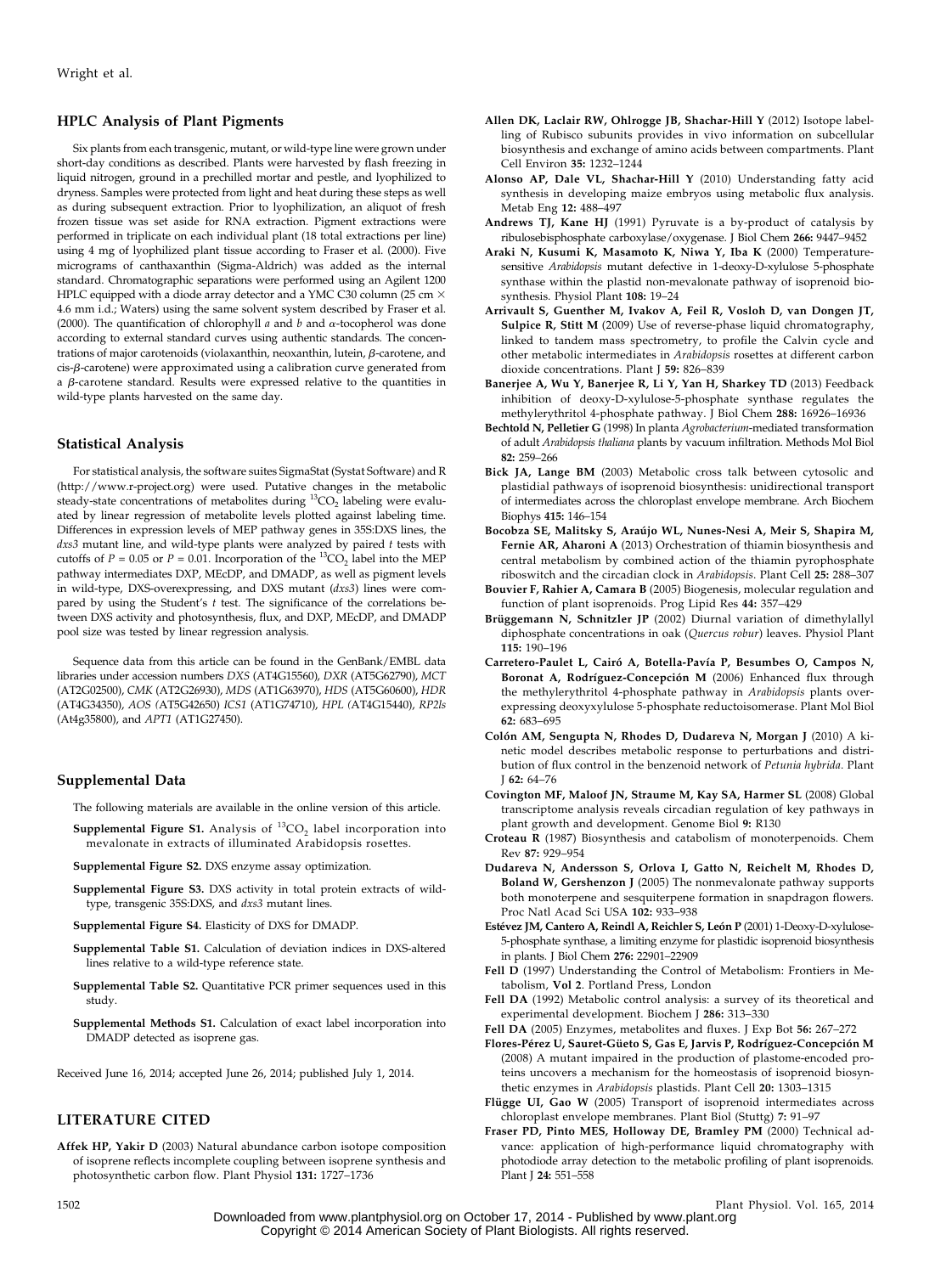### HPLC Analysis of Plant Pigments

Six plants from each transgenic, mutant, or wild-type line were grown under short-day conditions as described. Plants were harvested by flash freezing in liquid nitrogen, ground in a prechilled mortar and pestle, and lyophilized to dryness. Samples were protected from light and heat during these steps as well as during subsequent extraction. Prior to lyophilization, an aliquot of fresh frozen tissue was set aside for RNA extraction. Pigment extractions were performed in triplicate on each individual plant (18 total extractions per line) using 4 mg of lyophilized plant tissue according to Fraser et al. (2000). Five micrograms of canthaxanthin (Sigma-Aldrich) was added as the internal standard. Chromatographic separations were performed using an Agilent 1200 HPLC equipped with a diode array detector and a YMC C30 column (25 cm × 4.6 mm i.d.; Waters) using the same solvent system described by Fraser et al. (2000). The quantification of chlorophyll *a* and *b* and α-tocopherol was done according to external standard curves using authentic standards. The concentrations of major carotenoids (violaxanthin, neoxanthin, lutein, β-carotene, and cis-β-carotene) were approximated using a calibration curve generated from a β-carotene standard. Results were expressed relative to the quantities in wild-type plants harvested on the same day.

### Statistical Analysis

For statistical analysis, the software suites SigmaStat (Systat Software) and R (http://www.r-project.org) were used. Putative changes in the metabolic steady-state concentrations of metabolites during $^{13}CO_2$ labeling were evaluated by linear regression of metabolite levels plotted against labeling time. Differences in expression levels of MEP pathway genes in 35S:DXS lines, the *dxs3* mutant line, and wild-type plants were analyzed by paired *t* tests with cutoffs of $P = 0.05$ or $P = 0.01$. Incorporation of the $^{13}CO_2$ label into the MEP pathway intermediates DXP, MEcDP, and DMADP, as well as pigment levels in wild-type, DXS-overexpressing, and DXS mutant (*dxs3*) lines were compared by using the Student's *t* test. The significance of the correlations between DXS activity and photosynthesis, flux, and DXP, MEcDP, and DMADP pool size was tested by linear regression analysis.

Sequence data from this article can be found in the GenBank/EMBL data libraries under accession numbers *DXS* (AT4G15560), *DXR* (AT5G62790), *MCT* (AT2G02500), *CMK* (AT2G26930), *MDS* (AT1G63970), *HDS* (AT5G60600), *HDR* (AT4G34350), *AOS* (AT5G42650) *ICS1* (AT1G74710), *HPL* (AT4G15440), *RP2ls* (At4g35800), and *APT1* (AT1G27450).

### Supplemental Data

The following materials are available in the online version of this article.

- **Supplemental Figure S1.** Analysis of $^{13}CO_2$ label incorporation into mevalonate in extracts of illuminated Arabidopsis rosettes.
- **Supplemental Figure S2.** DXS enzyme assay optimization.
- **Supplemental Figure S3.** DXS activity in total protein extracts of wild-type, transgenic 35S:DXS, and *dxs3* mutant lines.
- **Supplemental Figure S4.** Elasticity of DXS for DMADP.
- **Supplemental Table S1.** Calculation of deviation indices in DXS-altered lines relative to a wild-type reference state.
- **Supplemental Table S2.** Quantitative PCR primer sequences used in this study.
- **Supplemental Methods S1.** Calculation of exact label incorporation into DMADP detected as isoprene gas.

Received June 16, 2014; accepted June 26, 2014; published July 1, 2014.

## LITERATURE CITED

**Affek HP, Yakir D** (2003) Natural abundance carbon isotope composition of isoprene reflects incomplete coupling between isoprene synthesis and photosynthetic carbon flow. Plant Physiol **131:** 1727–1736

**Allen DK, Laclair RW, Ohlrogge JB, Shachar-Hill Y** (2012) Isotope labelling of Rubisco subunits provides in vivo information on subcellular biosynthesis and exchange of amino acids between compartments. Plant Cell Environ **35:** 1232–1244

**Alonso AP, Dale VL, Shachar-Hill Y** (2010) Understanding fatty acid synthesis in developing maize embryos using metabolic flux analysis. Metab Eng **12:** 488–497

**Andrews TJ, Kane HJ** (1991) Pyruvate is a by-product of catalysis by ribulosebisphosphate carboxylase/oxygenase. J Biol Chem **266:** 9447–9452

**Araki N, Kusumi K, Masamoto K, Niwa Y, Iba K** (2000) Temperature-sensitive *Arabidopsis* mutant defective in 1-deoxy-D-xylulose 5-phosphate synthase within the plastid non-mevalonate pathway of isoprenoid biosynthesis. Physiol Plant **108:** 19–24

**Arrivault S, Guenther M, Ivakov A, Feil R, Vosloh D, van Dongen JT, Sulpice R, Stitt M** (2009) Use of reverse-phase liquid chromatography, linked to tandem mass spectrometry, to profile the Calvin cycle and other metabolic intermediates in *Arabidopsis* rosettes at different carbon dioxide concentrations. Plant J **59:** 826–839

**Banerjee A, Wu Y, Banerjee R, Li Y, Yan H, Sharkey TD** (2013) Feedback inhibition of deoxy-D-xylulose-5-phosphate synthase regulates the methylerythritol 4-phosphate pathway. J Biol Chem **288:** 16926–16936

**Bechtold N, Pelletier G** (1998) In planta *Agrobacterium*-mediated transformation of adult *Arabidopsis thaliana* plants by vacuum infiltration. Methods Mol Biol **82:** 259–266

**Bick JA, Lange BM** (2003) Metabolic cross talk between cytosolic and plastidial pathways of isoprenoid biosynthesis: unidirectional transport of intermediates across the chloroplast envelope membrane. Arch Biochem Biophys **415:** 146–154

**Bocobza SE, Malitsky S, Araújo WL, Nunes-Nesi A, Meir S, Shapira M, Fernie AR, Aharoni A** (2013) Orchestration of thiamin biosynthesis and central metabolism by combined action of the thiamin pyrophosphate riboswitch and the circadian clock in *Arabidopsis*. Plant Cell **25:** 288–307

**Bouvier F, Rahier A, Camara B** (2005) Biogenesis, molecular regulation and function of plant isoprenoids. Prog Lipid Res **44:** 357–429

**Brüggemann N, Schnitzler JP** (2002) Diurnal variation of dimethylallyl diphosphate concentrations in oak (*Quercus robur*) leaves. Physiol Plant **115:** 190–196

**Carretero-Paulet L, Cairó A, Botella-Pavía P, Besumbes O, Campos N, Boronat A, Rodríguez-Concepción M** (2006) Enhanced flux through the methylerythritol 4-phosphate pathway in *Arabidopsis* plants overexpressing deoxyxylulose 5-phosphate reductoisomerase. Plant Mol Biol **62:** 683–695

**Colón AM, Sengupta N, Rhodes D, Dudareva N, Morgan J** (2010) A kinetic model describes metabolic response to perturbations and distribution of flux control in the benzenoid network of *Petunia hybrida*. Plant J **62:** 64–76

**Covington MF, Maloof JN, Straume M, Kay SA, Harmer SL** (2008) Global transcriptome analysis reveals circadian regulation of key pathways in plant growth and development. Genome Biol **9:** R130

**Croteau R** (1987) Biosynthesis and catabolism of monoterpenoids. Chem Rev **87:** 929–954

**Dudareva N, Andersson S, Orlova I, Gatto N, Reichelt M, Rhodes D, Boland W, Gershenzon J** (2005) The nonmevalonate pathway supports both monoterpene and sesquiterpene formation in snapdragon flowers. Proc Natl Acad Sci USA **102:** 933–938

**Estévez JM, Cantero A, Reindl A, Reichler S, León P** (2001) 1-Deoxy-D-xylulose-5-phosphate synthase, a limiting enzyme for plastidic isoprenoid biosynthesis in plants. J Biol Chem **276:** 22901–22909

**Fell D** (1997) Understanding the Control of Metabolism: Frontiers in Metabolism, **Vol 2**. Portland Press, London

**Fell DA** (1992) Metabolic control analysis: a survey of its theoretical and experimental development. Biochem J **286:** 313–330

**Fell DA** (2005) Enzymes, metabolites and fluxes. J Exp Bot **56:** 267–272

**Flores-Pérez U, Sauret-Güeto S, Gas E, Jarvis P, Rodríguez-Concepción M** (2008) A mutant impaired in the production of plastome-encoded proteins uncovers a mechanism for the homeostasis of isoprenoid biosynthetic enzymes in *Arabidopsis* plastids. Plant Cell **20:** 1303–1315

**Flügge UI, Gao W** (2005) Transport of isoprenoid intermediates across chloroplast envelope membranes. Plant Biol (Stuttg) **7:** 91–97

**Fraser PD, Pinto MES, Holloway DE, Bramley PM** (2000) Technical advance: application of high-performance liquid chromatography with photodiode array detection to the metabolic profiling of plant isoprenoids. Plant J **24:** 551–558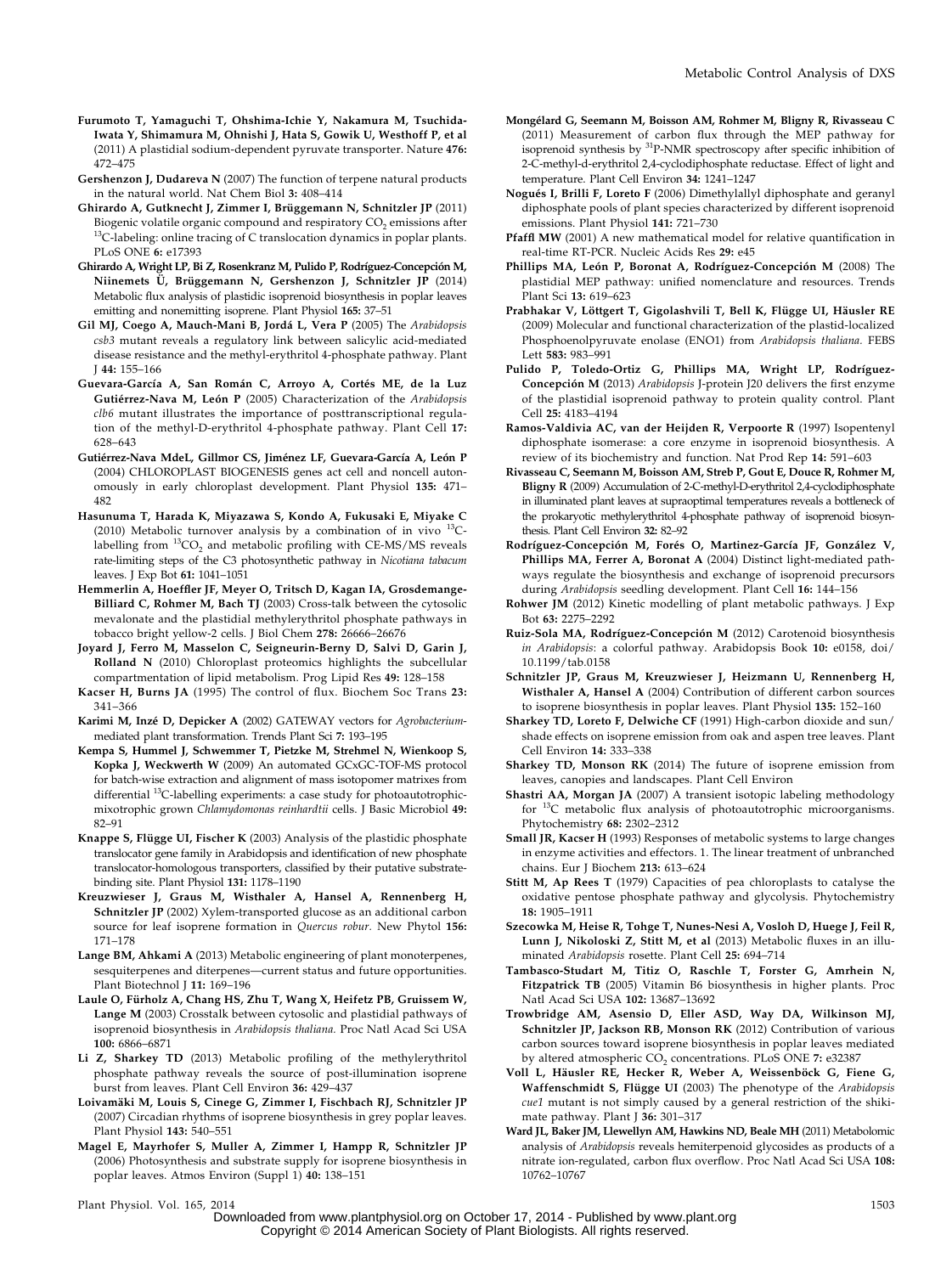**Furumoto T, Yamaguchi T, Ohshima-Ichie Y, Nakamura M, Tsuchida-Iwata Y, Shimamura M, Ohnishi J, Hata S, Gowik U, Westhoff P, et al** (2011) A plastidial sodium-dependent pyruvate transporter. Nature **476:** 472–475

**Gershenzon J, Dudareva N** (2007) The function of terpene natural products in the natural world. Nat Chem Biol **3:** 408–414

**Ghirardo A, Gutknecht J, Zimmer I, Brüggemann N, Schnitzler JP** (2011) Biogenic volatile organic compound and respiratory $CO_2$ emissions after $^{13}C$-labeling: online tracing of C translocation dynamics in poplar plants. PLoS ONE **6:** e17393

**Ghirardo A, Wright LP, Bi Z, Rosenkranz M, Pulido P, Rodríguez-Concepción M, Niinemets Ü, Brüggemann N, Gershenzon J, Schnitzler JP** (2014) Metabolic flux analysis of plastidic isoprenoid biosynthesis in poplar leaves emitting and nonemitting isoprene. Plant Physiol **165:** 37–51

**Gil MJ, Coego A, Mauch-Mani B, Jordá L, Vera P** (2005) The *Arabidopsis csb3* mutant reveals a regulatory link between salicylic acid-mediated disease resistance and the methyl-erythritol 4-phosphate pathway. Plant J **44:** 155–166

**Guevara-García A, San Román C, Arroyo A, Cortés ME, de la Luz Gutiérrez-Nava M, León P** (2005) Characterization of the *Arabidopsis clb6* mutant illustrates the importance of posttranscriptional regulation of the methyl-D-erythritol 4-phosphate pathway. Plant Cell **17:** 628–643

**Gutiérrez-Nava MdeL, Gillmor CS, Jiménez LF, Guevara-García A, León P** (2004) CHLOROPLAST BIOGENESIS genes act cell and noncell autonomously in early chloroplast development. Plant Physiol **135:** 471–482

**Hasunuma T, Harada K, Miyazawa S, Kondo A, Fukusaki E, Miyake C** (2010) Metabolic turnover analysis by a combination of in vivo $^{13}C$-labelling from $^{13}CO_2$ and metabolic profiling with CE-MS/MS reveals rate-limiting steps of the C3 photosynthetic pathway in *Nicotiana tabacum* leaves. J Exp Bot **61:** 1041–1051

**Hemmerlin A, Hoeffler JF, Meyer O, Tritsch D, Kagan IA, Grosdemange-Billiard C, Rohmer M, Bach TJ** (2003) Cross-talk between the cytosolic mevalonate and the plastidial methylerythritol phosphate pathways in tobacco bright yellow-2 cells. J Biol Chem **278:** 26666–26676

**Joyard J, Ferro M, Masselon C, Seigneurin-Berny D, Salvi D, Garin J, Rolland N** (2010) Chloroplast proteomics highlights the subcellular compartmentation of lipid metabolism. Prog Lipid Res **49:** 128–158

**Kacser H, Burns JA** (1995) The control of flux. Biochem Soc Trans **23:** 341–366

**Karimi M, Inzé D, Depicker A** (2002) GATEWAY vectors for *Agrobacterium*-mediated plant transformation. Trends Plant Sci **7:** 193–195

**Kempa S, Hummel J, Schwemmer T, Pietzke M, Strehmel N, Wienkoop S, Kopka J, Weckwerth W** (2009) An automated GCxGC-TOF-MS protocol for batch-wise extraction and alignment of mass isotopomer matrixes from differential $^{13}C$-labelling experiments: a case study for photoautotrophic-mixotrophic grown *Chlamydomonas reinhardtii* cells. J Basic Microbiol **49:** 82–91

**Knappe S, Flügge UI, Fischer K** (2003) Analysis of the plastidic phosphate translocator gene family in Arabidopsis and identification of new phosphate translocator-homologous transporters, classified by their putative substrate-binding site. Plant Physiol **131:** 1178–1190

**Kreuzwieser J, Graus M, Wisthaler A, Hansel A, Rennenberg H, Schnitzler JP** (2002) Xylem-transported glucose as an additional carbon source for leaf isoprene formation in *Quercus robur*. New Phytol **156:** 171–178

**Lange BM, Ahkami A** (2013) Metabolic engineering of plant monoterpenes, sesquiterpenes and diterpenes—current status and future opportunities. Plant Biotechnol J **11:** 169–196

**Laule O, Fürholz A, Chang HS, Zhu T, Wang X, Heifetz PB, Gruissem W, Lange M** (2003) Crosstalk between cytosolic and plastidial pathways of isoprenoid biosynthesis in *Arabidopsis thaliana*. Proc Natl Acad Sci USA **100:** 6866–6871

**Li Z, Sharkey TD** (2013) Metabolic profiling of the methylerythritol phosphate pathway reveals the source of post-illumination isoprene burst from leaves. Plant Cell Environ **36:** 429–437

**Loivamäki M, Louis S, Cinege G, Zimmer I, Fischbach RJ, Schnitzler JP** (2007) Circadian rhythms of isoprene biosynthesis in grey poplar leaves. Plant Physiol **143:** 540–551

**Magel E, Mayrhofer S, Muller A, Zimmer I, Hampp R, Schnitzler JP** (2006) Photosynthesis and substrate supply for isoprene biosynthesis in poplar leaves. Atmos Environ (Suppl 1) **40:** 138–151

**Mongélard G, Seemann M, Boisson AM, Rohmer M, Bligny R, Rivasseau C** (2011) Measurement of carbon flux through the MEP pathway for isoprenoid synthesis by $^{31}P$-NMR spectroscopy after specific inhibition of 2-C-methyl-d-erythritol 2,4-cyclodiphosphate reductase. Effect of light and temperature. Plant Cell Environ **34:** 1241–1247

**Nogués I, Brilli F, Loreto F** (2006) Dimethylallyl diphosphate and geranyl diphosphate pools of plant species characterized by different isoprenoid emissions. Plant Physiol **141:** 721–730

**Pfaffl MW** (2001) A new mathematical model for relative quantification in real-time RT-PCR. Nucleic Acids Res **29:** e45

**Phillips MA, León P, Boronat A, Rodríguez-Concepción M** (2008) The plastidial MEP pathway: unified nomenclature and resources. Trends Plant Sci **13:** 619–623

**Prabhakar V, Löttgert T, Gigolashvili T, Bell K, Flügge UI, Häusler RE** (2009) Molecular and functional characterization of the plastid-localized Phosphoenolpyruvate enolase (ENO1) from *Arabidopsis thaliana*. FEBS Lett **583:** 983–991

**Pulido P, Toledo-Ortiz G, Phillips MA, Wright LP, Rodríguez-Concepción M** (2013) *Arabidopsis* J-protein J20 delivers the first enzyme of the plastidial isoprenoid pathway to protein quality control. Plant Cell **25:** 4183–4194

**Ramos-Valdivia AC, van der Heijden R, Verpoorte R** (1997) Isopentenyl diphosphate isomerase: a core enzyme in isoprenoid biosynthesis. A review of its biochemistry and function. Nat Prod Rep **14:** 591–603

**Rivasseau C, Seemann M, Boisson AM, Streb P, Gout E, Douce R, Rohmer M, Bligny R** (2009) Accumulation of 2-C-methyl-D-erythritol 2,4-cyclodiphosphate in illuminated plant leaves at supraoptimal temperatures reveals a bottleneck of the prokaryotic methylerythritol 4-phosphate pathway of isoprenoid biosynthesis. Plant Cell Environ **32:** 82–92

**Rodríguez-Concepción M, Forés O, Martinez-García JF, González V, Phillips MA, Ferrer A, Boronat A** (2004) Distinct light-mediated pathways regulate the biosynthesis and exchange of isoprenoid precursors during *Arabidopsis* seedling development. Plant Cell **16:** 144–156

**Rohwer JM** (2012) Kinetic modelling of plant metabolic pathways. J Exp Bot **63:** 2275–2292

**Ruiz-Sola MA, Rodríguez-Concepción M** (2012) Carotenoid biosynthesis in *Arabidopsis*: a colorful pathway. Arabidopsis Book **10:** e0158, doi/10.1199/tab.0158

**Schnitzler JP, Graus M, Kreuzwieser J, Heizmann U, Rennenberg H, Wisthaler A, Hansel A** (2004) Contribution of different carbon sources to isoprene biosynthesis in poplar leaves. Plant Physiol **135:** 152–160

**Sharkey TD, Loreto F, Delwiche CF** (1991) High-carbon dioxide and sun/shade effects on isoprene emission from oak and aspen tree leaves. Plant Cell Environ **14:** 333–338

**Sharkey TD, Monson RK** (2014) The future of isoprene emission from leaves, canopies and landscapes. Plant Cell Environ

**Shastri AA, Morgan JA** (2007) A transient isotopic labeling methodology for $^{13}C$ metabolic flux analysis of photoautotrophic microorganisms. Phytochemistry **68:** 2302–2312

**Small JR, Kacser H** (1993) Responses of metabolic systems to large changes in enzyme activities and effectors. 1. The linear treatment of unbranched chains. Eur J Biochem **213:** 613–624

**Stitt M, Ap Rees T** (1979) Capacities of pea chloroplasts to catalyse the oxidative pentose phosphate pathway and glycolysis. Phytochemistry **18:** 1905–1911

**Szecowka M, Heise R, Tohge T, Nunes-Nesi A, Vosloh D, Huege J, Feil R, Lunn J, Nikoloski Z, Stitt M, et al** (2013) Metabolic fluxes in an illuminated *Arabidopsis* rosette. Plant Cell **25:** 694–714

**Tambasco-Studart M, Titiz O, Raschle T, Forster G, Amrhein N, Fitzpatrick TB** (2005) Vitamin B6 biosynthesis in higher plants. Proc Natl Acad Sci USA **102:** 13687–13692

**Trowbridge AM, Asensio D, Eller ASD, Way DA, Wilkinson MJ, Schnitzler JP, Jackson RB, Monson RK** (2012) Contribution of various carbon sources toward isoprene biosynthesis in poplar leaves mediated by altered atmospheric $CO_2$ concentrations. PLoS ONE **7:** e32387

**Voll L, Häusler RE, Hecker R, Weber A, Weissenböck G, Fiene G, Waffenschmidt S, Flügge UI** (2003) The phenotype of the *Arabidopsis cue1* mutant is not simply caused by a general restriction of the shikimate pathway. Plant J **36:** 301–317

**Ward JL, Baker JM, Llewellyn AM, Hawkins ND, Beale MH** (2011) Metabolomic analysis of *Arabidopsis* reveals hemiterpenoid glycosides as products of a nitrate ion-regulated, carbon flux overflow. Proc Natl Acad Sci USA **108:** 10762–10767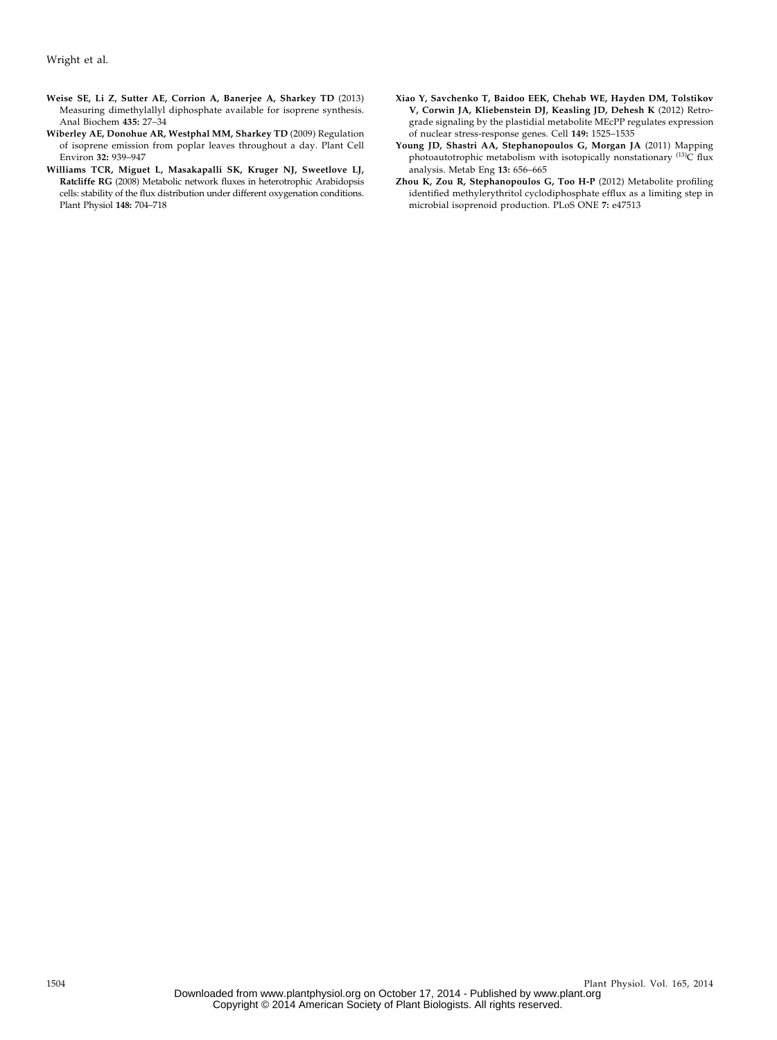**Weise SE, Li Z, Sutter AE, Corrion A, Banerjee A, Sharkey TD** (2013) Measuring dimethylallyl diphosphate available for isoprene synthesis. Anal Biochem **435:** 27–34

**Wiberley AE, Donohue AR, Westphal MM, Sharkey TD** (2009) Regulation of isoprene emission from poplar leaves throughout a day. Plant Cell Environ **32:** 939–947

**Williams TCR, Miguet L, Masakapalli SK, Kruger NJ, Sweetlove LJ, Ratcliffe RG** (2008) Metabolic network fluxes in heterotrophic Arabidopsis cells: stability of the flux distribution under different oxygenation conditions. Plant Physiol **148:** 704–718

**Xiao Y, Savchenko T, Baidoo EEK, Chehab WE, Hayden DM, Tolstikov V, Corwin JA, Kliebenstein DJ, Keasling JD, Dehesh K** (2012) Retrograde signaling by the plastidial metabolite MEcPP regulates expression of nuclear stress-response genes. Cell **149:** 1525–1535

**Young JD, Shastri AA, Stephanopoulos G, Morgan JA** (2011) Mapping photoautotrophic metabolism with isotopically nonstationary $^{(13)}$C flux analysis. Metab Eng **13:** 656–665

**Zhou K, Zou R, Stephanopoulos G, Too H-P** (2012) Metabolite profiling identified methylerythritol cyclodiphosphate efflux as a limiting step in microbial isoprenoid production. PLoS ONE **7:** e47513

Downloaded from www.plantphysiol.org on October 17, 2014 - Published by www.plant.org
Copyright © 2014 American Society of Plant Biologists. All rights reserved.